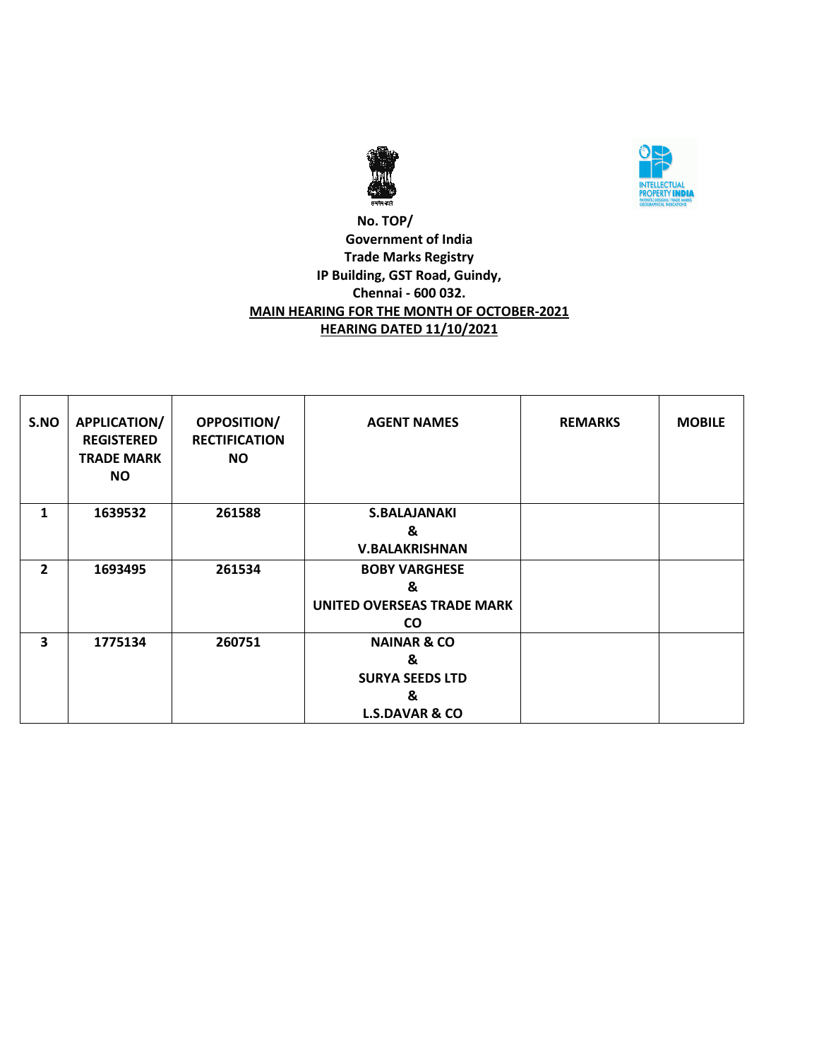**No. TOP/**

**Government of India**

**Trade Marks Registry**

**IP Building, GST Road, Guindy,**

**Chennai - 600 032.**

**MAIN HEARING FOR THE MONTH OF OCTOBER-2021**

**HEARING DATED 11/10/2021**

| S.NO | APPLICATION/ REGISTERED TRADE MARK NO | OPPOSITION/ RECTIFICATION NO | AGENT NAMES | REMARKS | MOBILE |
|---|---|---|---|---|---|
| 1 | 1639532 | 261588 | S.BALAJANAKI & V.BALAKRISHNAN | | |
| 2 | 1693495 | 261534 | BOBY VARGHESE & UNITED OVERSEAS TRADE MARK CO | | |
| 3 | 1775134 | 260751 | NAINAR & CO & SURYA SEEDS LTD & L.S.DAVAR & CO | | |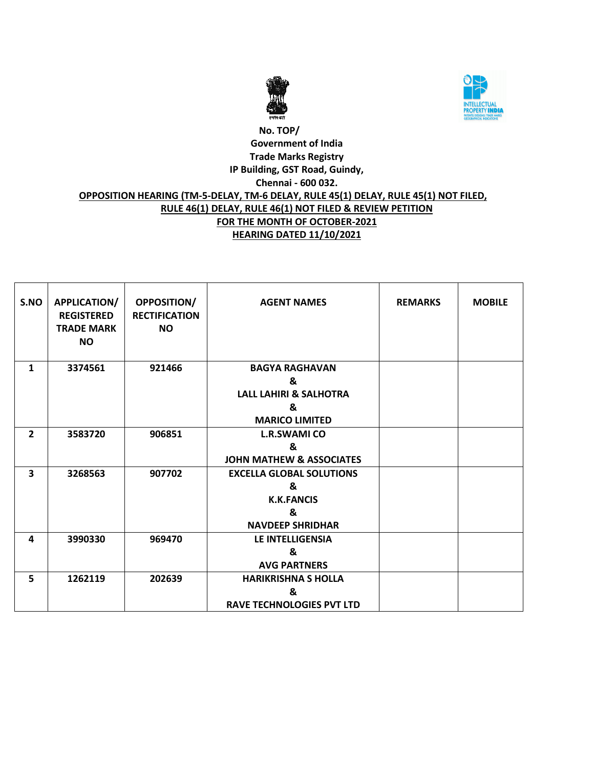**No. TOP/**

**Government of India**

**Trade Marks Registry**

**IP Building, GST Road, Guindy,**

**Chennai - 600 032.**

**OPPOSITION HEARING (TM-5-DELAY, TM-6 DELAY, RULE 45(1) DELAY, RULE 45(1) NOT FILED, RULE 46(1) DELAY, RULE 46(1) NOT FILED & REVIEW PETITION**

**FOR THE MONTH OF OCTOBER-2021**

**HEARING DATED 11/10/2021**

| S.NO | APPLICATION/ REGISTERED TRADE MARK NO | OPPOSITION/ RECTIFICATION NO | AGENT NAMES | REMARKS | MOBILE |
|---|---|---|---|---|---|
| 1 | 3374561 | 921466 | BAGYA RAGHAVAN & LALL LAHIRI & SALHOTRA & MARICO LIMITED | | |
| 2 | 3583720 | 906851 | L.R.SWAMI CO & JOHN MATHEW & ASSOCIATES | | |
| 3 | 3268563 | 907702 | EXCELLA GLOBAL SOLUTIONS & K.K.FANCIS & NAVDEEP SHRIDHAR | | |
| 4 | 3990330 | 969470 | LE INTELLIGENSIA & AVG PARTNERS | | |
| 5 | 1262119 | 202639 | HARIKRISHNA S HOLLA & RAVE TECHNOLOGIES PVT LTD | | |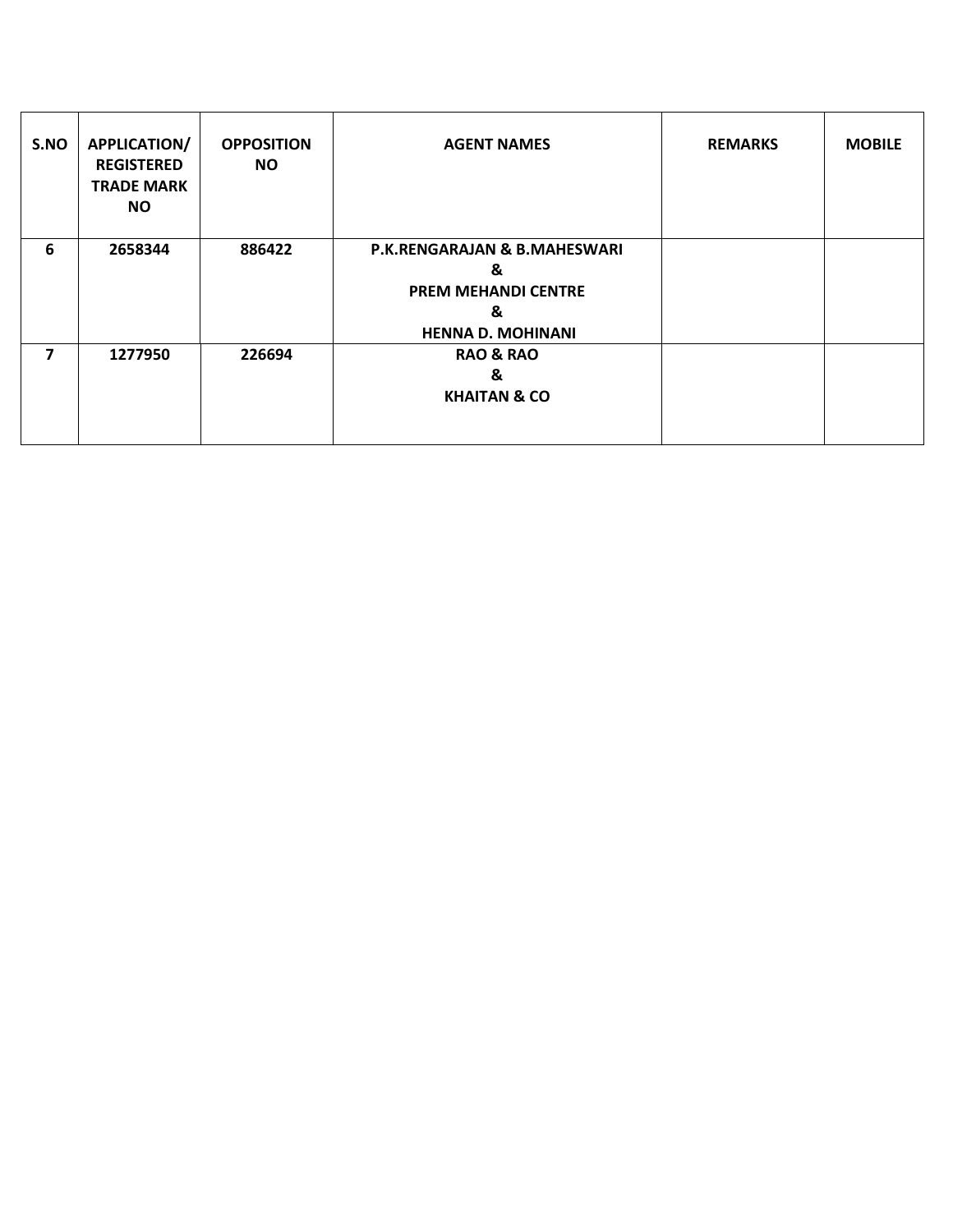| S.NO | APPLICATION/ REGISTERED TRADE MARK NO | OPPOSITION NO | AGENT NAMES | REMARKS | MOBILE |
|---|---|---|---|---|---|
| 6 | 2658344 | 886422 | P.K.RENGARAJAN & B.MAHESWARI & PREM MEHANDI CENTRE & HENNA D. MOHINANI | | |
| 7 | 1277950 | 226694 | RAO & RAO & KHAITAN & CO | | |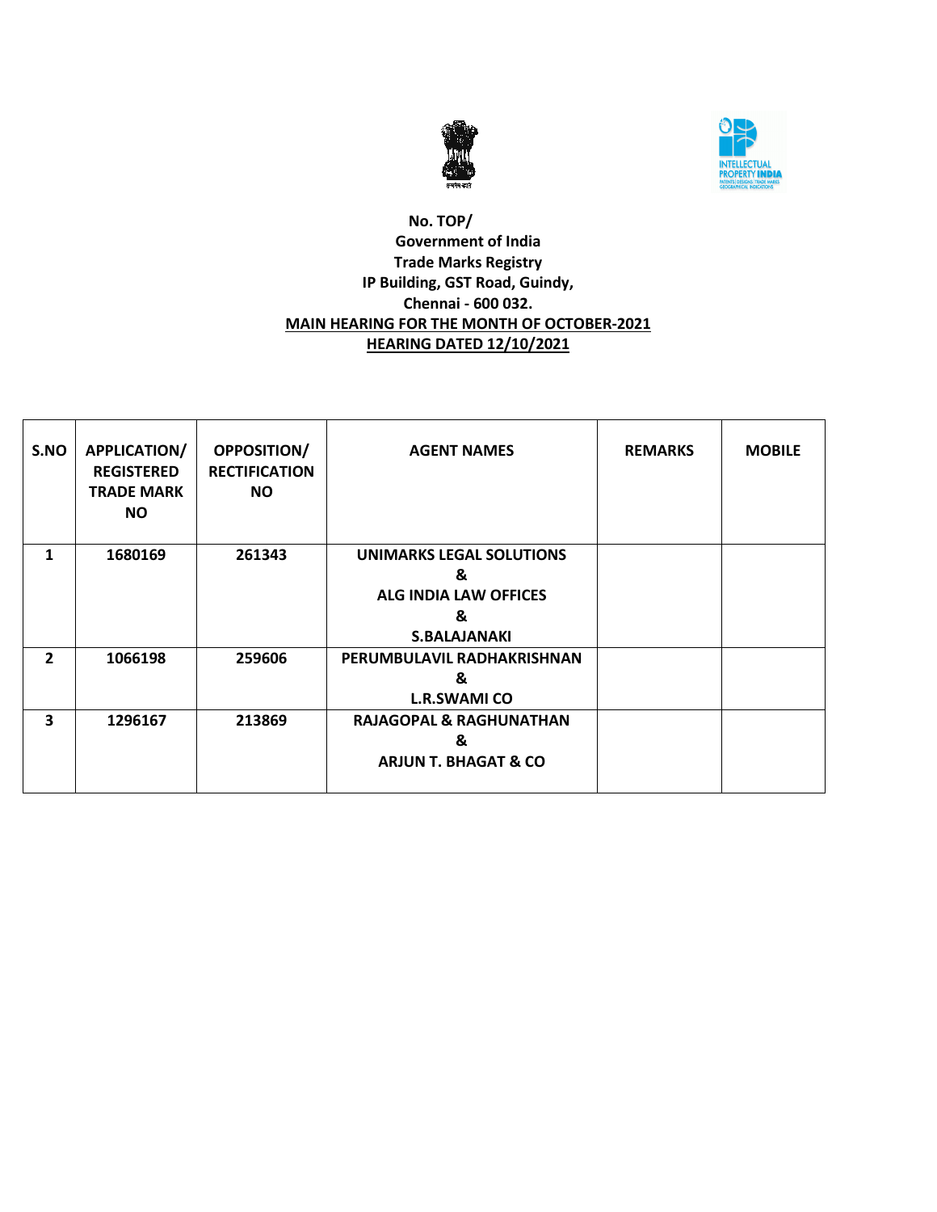**No. TOP/**

**Government of India**

**Trade Marks Registry**

**IP Building, GST Road, Guindy,**

**Chennai - 600 032.**

**MAIN HEARING FOR THE MONTH OF OCTOBER-2021**

**HEARING DATED 12/10/2021**

| S.NO | APPLICATION/ REGISTERED TRADE MARK NO | OPPOSITION/ RECTIFICATION NO | AGENT NAMES | REMARKS | MOBILE |
|---|---|---|---|---|---|
| 1 | 1680169 | 261343 | UNIMARKS LEGAL SOLUTIONS & ALG INDIA LAW OFFICES & S.BALAJANAKI | | |
| 2 | 1066198 | 259606 | PERUMBULAVIL RADHAKRISHNAN & L.R.SWAMI CO | | |
| 3 | 1296167 | 213869 | RAJAGOPAL & RAGHUNATHAN & ARJUN T. BHAGAT & CO | | |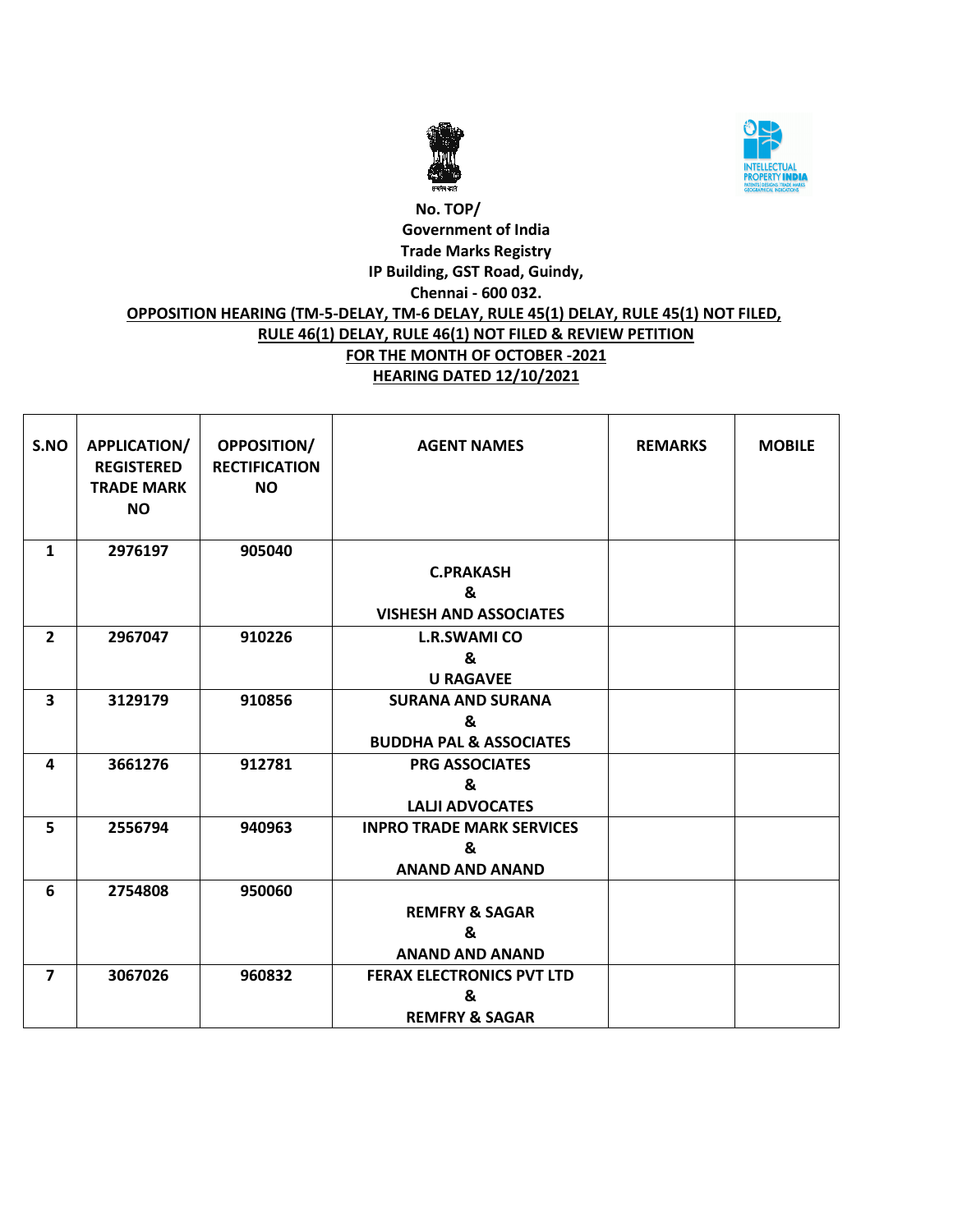No. TOP/

Government of India

Trade Marks Registry

IP Building, GST Road, Guindy,

Chennai - 600 032.

**OPPOSITION HEARING (TM-5-DELAY, TM-6 DELAY, RULE 45(1) DELAY, RULE 45(1) NOT FILED, RULE 46(1) DELAY, RULE 46(1) NOT FILED & REVIEW PETITION**

**FOR THE MONTH OF OCTOBER -2021**

**HEARING DATED 12/10/2021**

| S.NO | APPLICATION/ REGISTERED TRADE MARK NO | OPPOSITION/ RECTIFICATION NO | AGENT NAMES | REMARKS | MOBILE |
|---|---|---|---|---|---|
| 1 | 2976197 | 905040 | C.PRAKASH & VISHESH AND ASSOCIATES | | |
| 2 | 2967047 | 910226 | L.R.SWAMI CO & U RAGAVEE | | |
| 3 | 3129179 | 910856 | SURANA AND SURANA & BUDDHA PAL & ASSOCIATES | | |
| 4 | 3661276 | 912781 | PRG ASSOCIATES & LALJI ADVOCATES | | |
| 5 | 2556794 | 940963 | INPRO TRADE MARK SERVICES & ANAND AND ANAND | | |
| 6 | 2754808 | 950060 | REMFRY & SAGAR & ANAND AND ANAND | | |
| 7 | 3067026 | 960832 | FERAX ELECTRONICS PVT LTD & REMFRY & SAGAR | | |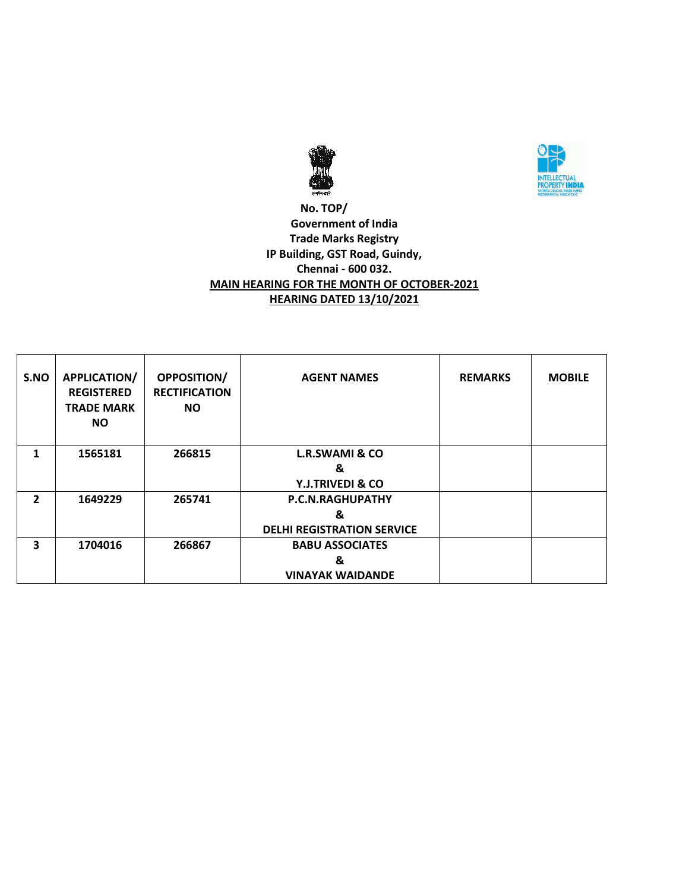No. TOP/

Government of India

Trade Marks Registry

IP Building, GST Road, Guindy,

Chennai - 600 032.

**MAIN HEARING FOR THE MONTH OF OCTOBER-2021**

**HEARING DATED 13/10/2021**

| S.NO | APPLICATION/ REGISTERED TRADE MARK NO | OPPOSITION/ RECTIFICATION NO | AGENT NAMES | REMARKS | MOBILE |
|---|---|---|---|---|---|
| 1 | 1565181 | 266815 | L.R.SWAMI & CO & Y.J.TRIVEDI & CO | | |
| 2 | 1649229 | 265741 | P.C.N.RAGHUPATHY & DELHI REGISTRATION SERVICE | | |
| 3 | 1704016 | 266867 | BABU ASSOCIATES & VINAYAK WAIDANDE | | |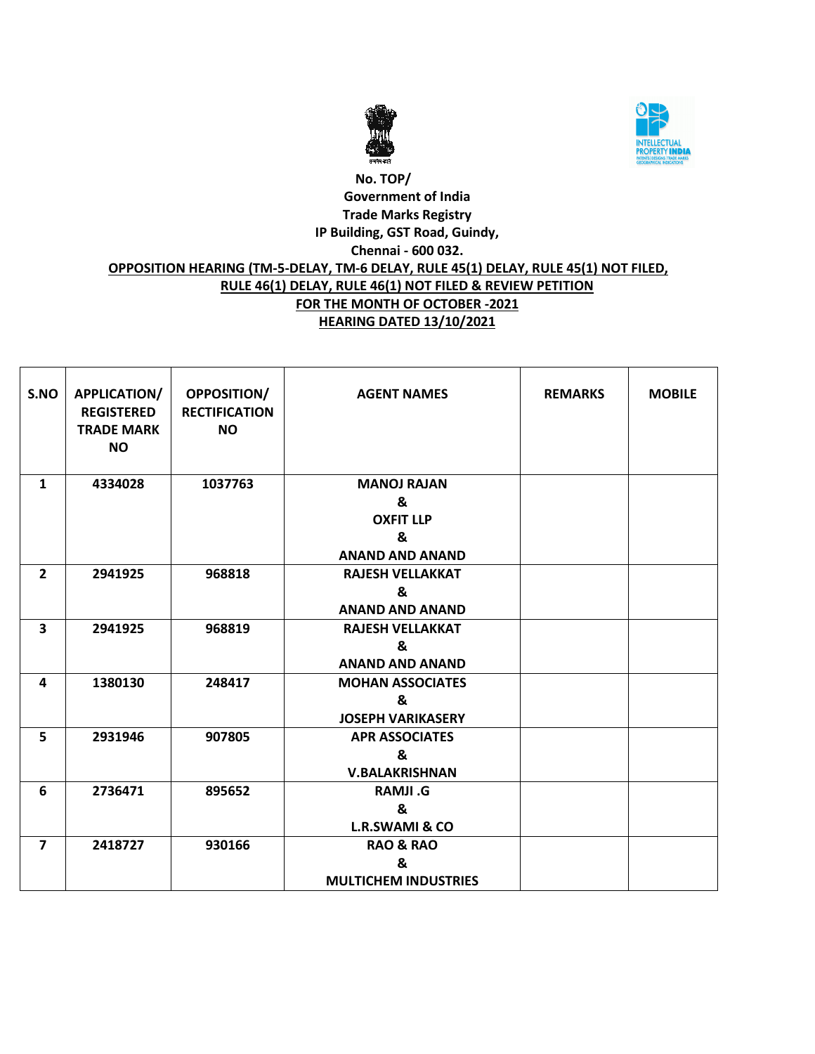No. TOP/

Government of India

Trade Marks Registry

IP Building, GST Road, Guindy,

Chennai - 600 032.

**OPPOSITION HEARING (TM-5-DELAY, TM-6 DELAY, RULE 45(1) DELAY, RULE 45(1) NOT FILED, RULE 46(1) DELAY, RULE 46(1) NOT FILED & REVIEW PETITION**

**FOR THE MONTH OF OCTOBER -2021**

**HEARING DATED 13/10/2021**

| S.NO | APPLICATION/ REGISTERED TRADE MARK NO | OPPOSITION/ RECTIFICATION NO | AGENT NAMES | REMARKS | MOBILE |
|---|---|---|---|---|---|
| 1 | 4334028 | 1037763 | MANOJ RAJAN & OXFIT LLP & ANAND AND ANAND | | |
| 2 | 2941925 | 968818 | RAJESH VELLAKKAT & ANAND AND ANAND | | |
| 3 | 2941925 | 968819 | RAJESH VELLAKKAT & ANAND AND ANAND | | |
| 4 | 1380130 | 248417 | MOHAN ASSOCIATES & JOSEPH VARIKASERY | | |
| 5 | 2931946 | 907805 | APR ASSOCIATES & V.BALAKRISHNAN | | |
| 6 | 2736471 | 895652 | RAMJI .G & L.R.SWAMI & CO | | |
| 7 | 2418727 | 930166 | RAO & RAO & MULTICHEM INDUSTRIES | | |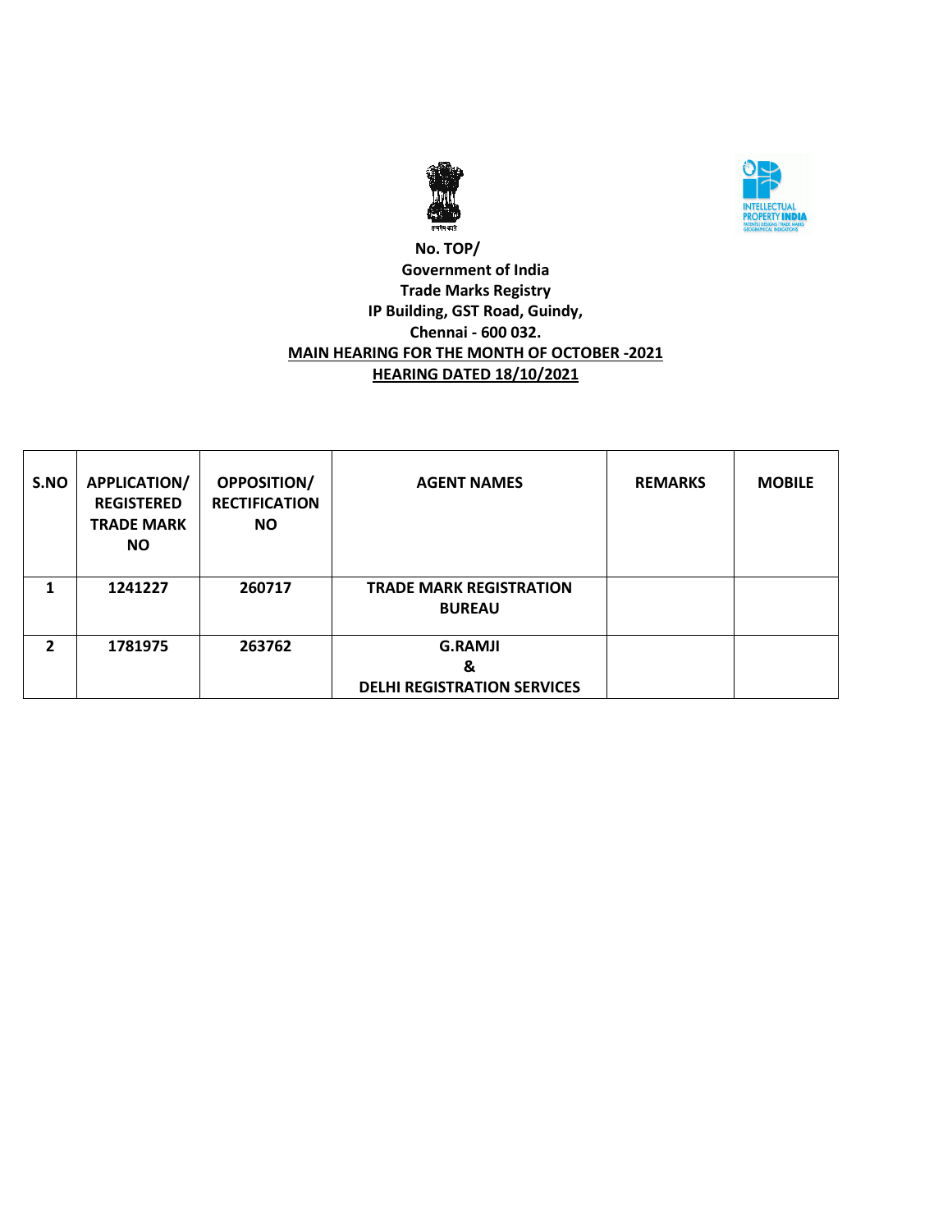No. TOP/

Government of India

Trade Marks Registry

IP Building, GST Road, Guindy,

Chennai - 600 032.

**MAIN HEARING FOR THE MONTH OF OCTOBER -2021**

**HEARING DATED 18/10/2021**

| S.NO | APPLICATION/ REGISTERED TRADE MARK NO | OPPOSITION/ RECTIFICATION NO | AGENT NAMES | REMARKS | MOBILE |
|---|---|---|---|---|---|
| 1 | 1241227 | 260717 | TRADE MARK REGISTRATION BUREAU | | |
| 2 | 1781975 | 263762 | G.RAMJI & DELHI REGISTRATION SERVICES | | |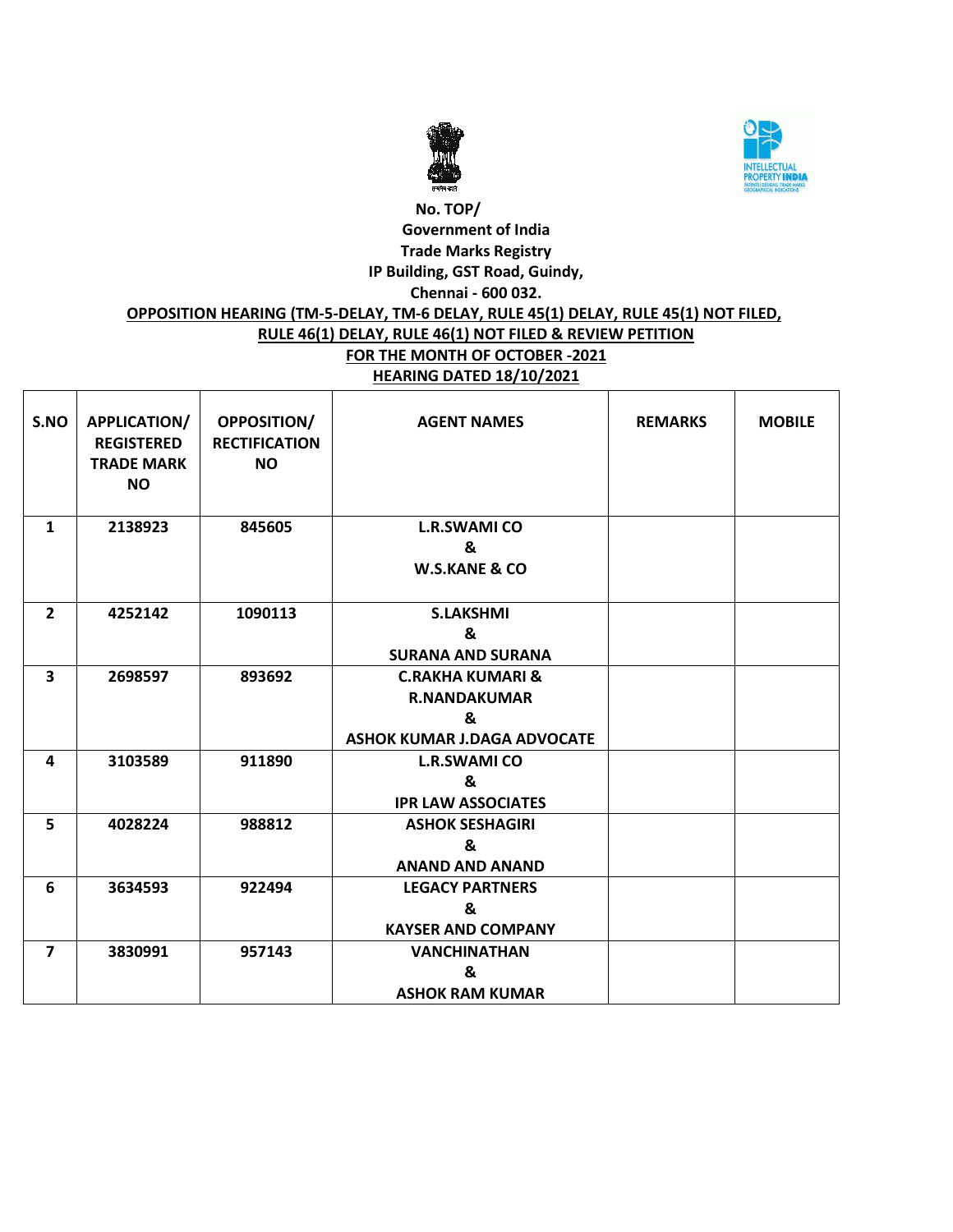No. TOP/

**Government of India**

**Trade Marks Registry**

**IP Building, GST Road, Guindy,**

**Chennai - 600 032.**

**OPPOSITION HEARING (TM-5-DELAY, TM-6 DELAY, RULE 45(1) DELAY, RULE 45(1) NOT FILED, RULE 46(1) DELAY, RULE 46(1) NOT FILED & REVIEW PETITION**

**FOR THE MONTH OF OCTOBER -2021**

**HEARING DATED 18/10/2021**

| S.NO | APPLICATION/ REGISTERED TRADE MARK NO | OPPOSITION/ RECTIFICATION NO | AGENT NAMES | REMARKS | MOBILE |
|---|---|---|---|---|---|
| 1 | 2138923 | 845605 | L.R.SWAMI CO & W.S.KANE & CO | | |
| 2 | 4252142 | 1090113 | S.LAKSHMI & SURANA AND SURANA | | |
| 3 | 2698597 | 893692 | C.RAKHA KUMARI & R.NANDAKUMAR & ASHOK KUMAR J.DAGA ADVOCATE | | |
| 4 | 3103589 | 911890 | L.R.SWAMI CO & IPR LAW ASSOCIATES | | |
| 5 | 4028224 | 988812 | ASHOK SESHAGIRI & ANAND AND ANAND | | |
| 6 | 3634593 | 922494 | LEGACY PARTNERS & KAYSER AND COMPANY | | |
| 7 | 3830991 | 957143 | VANCHINATHAN & ASHOK RAM KUMAR | | |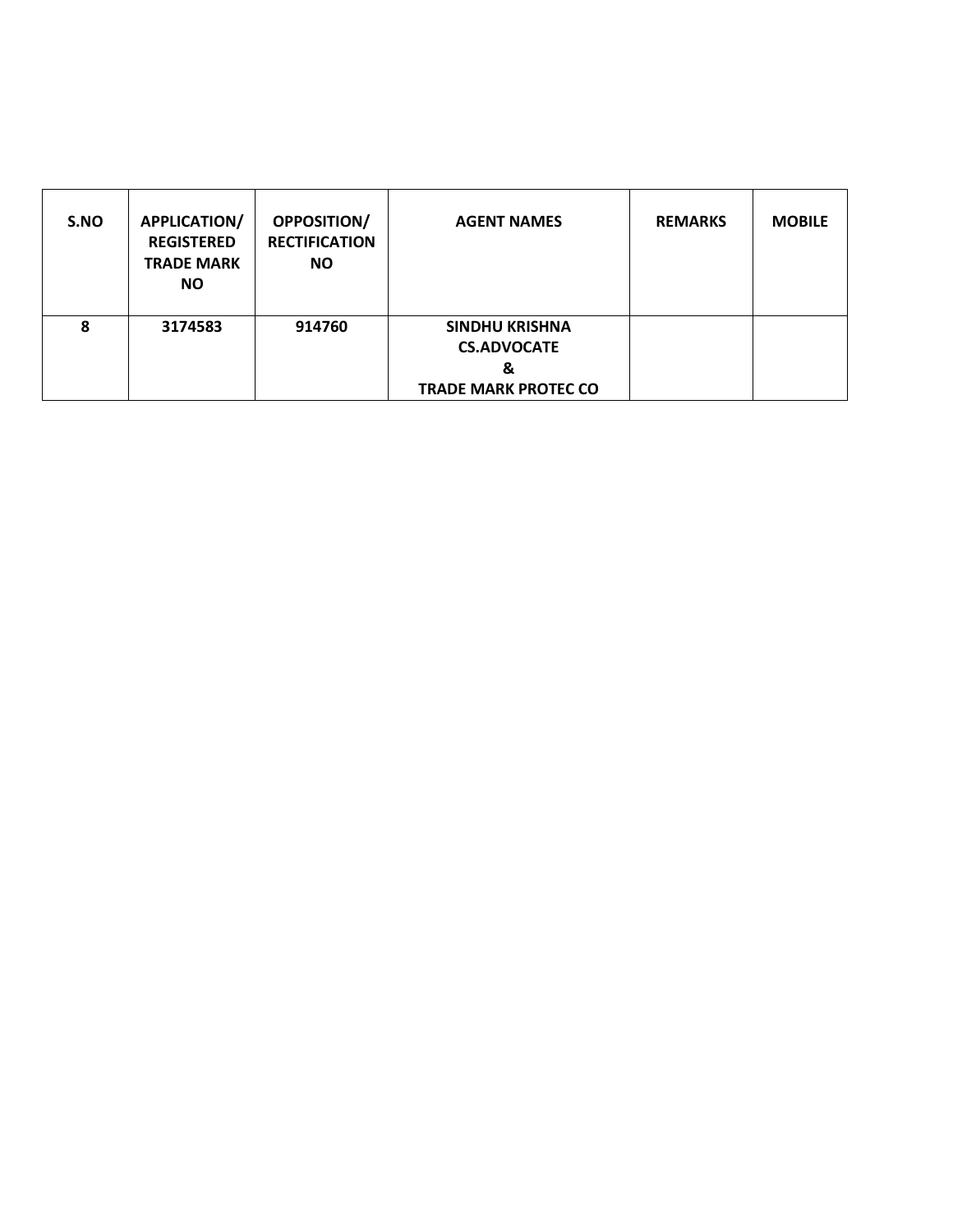| S.NO | APPLICATION/ REGISTERED TRADE MARK NO | OPPOSITION/ RECTIFICATION NO | AGENT NAMES | REMARKS | MOBILE |
|---|---|---|---|---|---|
| 8 | 3174583 | 914760 | SINDHU KRISHNA CS.ADVOCATE & TRADE MARK PROTEC CO | | |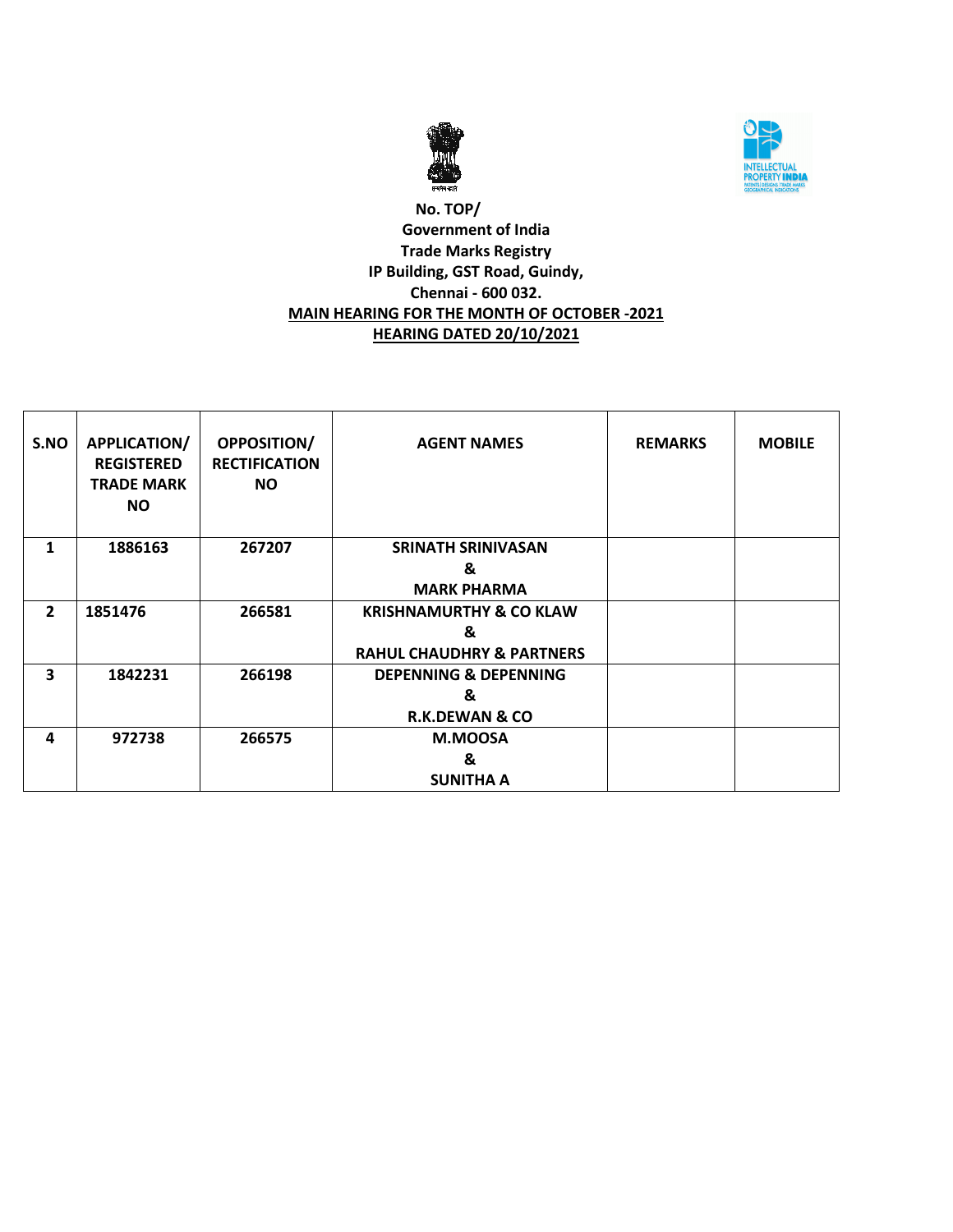No. TOP/

Government of India

Trade Marks Registry

IP Building, GST Road, Guindy,

Chennai - 600 032.

**MAIN HEARING FOR THE MONTH OF OCTOBER -2021**

**HEARING DATED 20/10/2021**

| S.NO | APPLICATION/ REGISTERED TRADE MARK NO | OPPOSITION/ RECTIFICATION NO | AGENT NAMES | REMARKS | MOBILE |
|---|---|---|---|---|---|
| 1 | 1886163 | 267207 | SRINATH SRINIVASAN & MARK PHARMA | | |
| 2 | 1851476 | 266581 | KRISHNAMURTHY & CO KLAW & RAHUL CHAUDHRY & PARTNERS | | |
| 3 | 1842231 | 266198 | DEPENNING & DEPENNING & R.K.DEWAN & CO | | |
| 4 | 972738 | 266575 | M.MOOSA & SUNITHA A | | |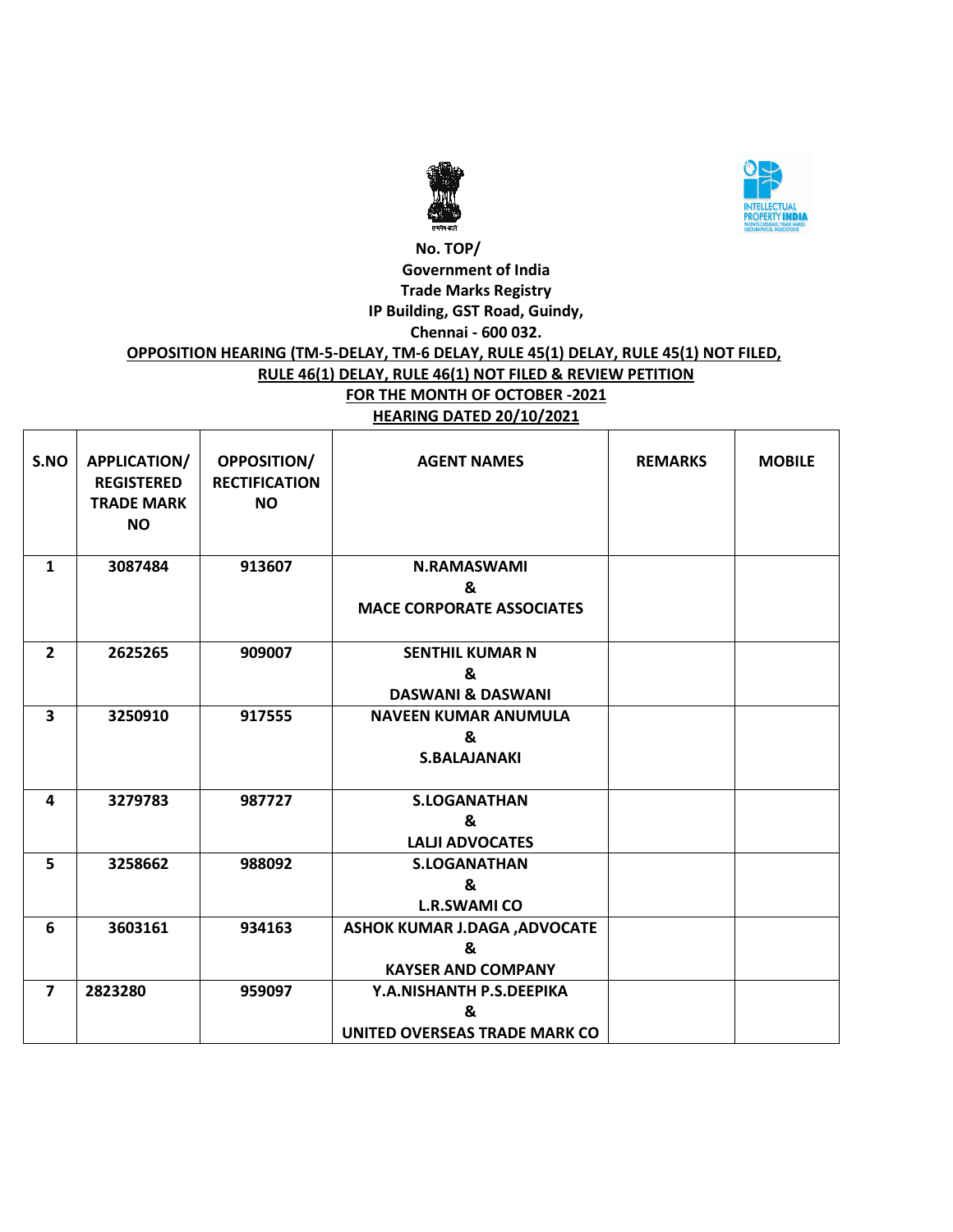No. TOP/

Government of India

Trade Marks Registry

IP Building, GST Road, Guindy,

Chennai - 600 032.

**OPPOSITION HEARING (TM-5-DELAY, TM-6 DELAY, RULE 45(1) DELAY, RULE 45(1) NOT FILED, RULE 46(1) DELAY, RULE 46(1) NOT FILED & REVIEW PETITION**

**FOR THE MONTH OF OCTOBER -2021**

**HEARING DATED 20/10/2021**

| S.NO | APPLICATION/ REGISTERED TRADE MARK NO | OPPOSITION/ RECTIFICATION NO | AGENT NAMES | REMARKS | MOBILE |
|---|---|---|---|---|---|
| 1 | 3087484 | 913607 | N.RAMASWAMI & MACE CORPORATE ASSOCIATES | | |
| 2 | 2625265 | 909007 | SENTHIL KUMAR N & DASWANI & DASWANI | | |
| 3 | 3250910 | 917555 | NAVEEN KUMAR ANUMULA & S.BALAJANAKI | | |
| 4 | 3279783 | 987727 | S.LOGANATHAN & LALJI ADVOCATES | | |
| 5 | 3258662 | 988092 | S.LOGANATHAN & L.R.SWAMI CO | | |
| 6 | 3603161 | 934163 | ASHOK KUMAR J.DAGA ,ADVOCATE & KAYSER AND COMPANY | | |
| 7 | 2823280 | 959097 | Y.A.NISHANTH P.S.DEEPIKA & UNITED OVERSEAS TRADE MARK CO | | |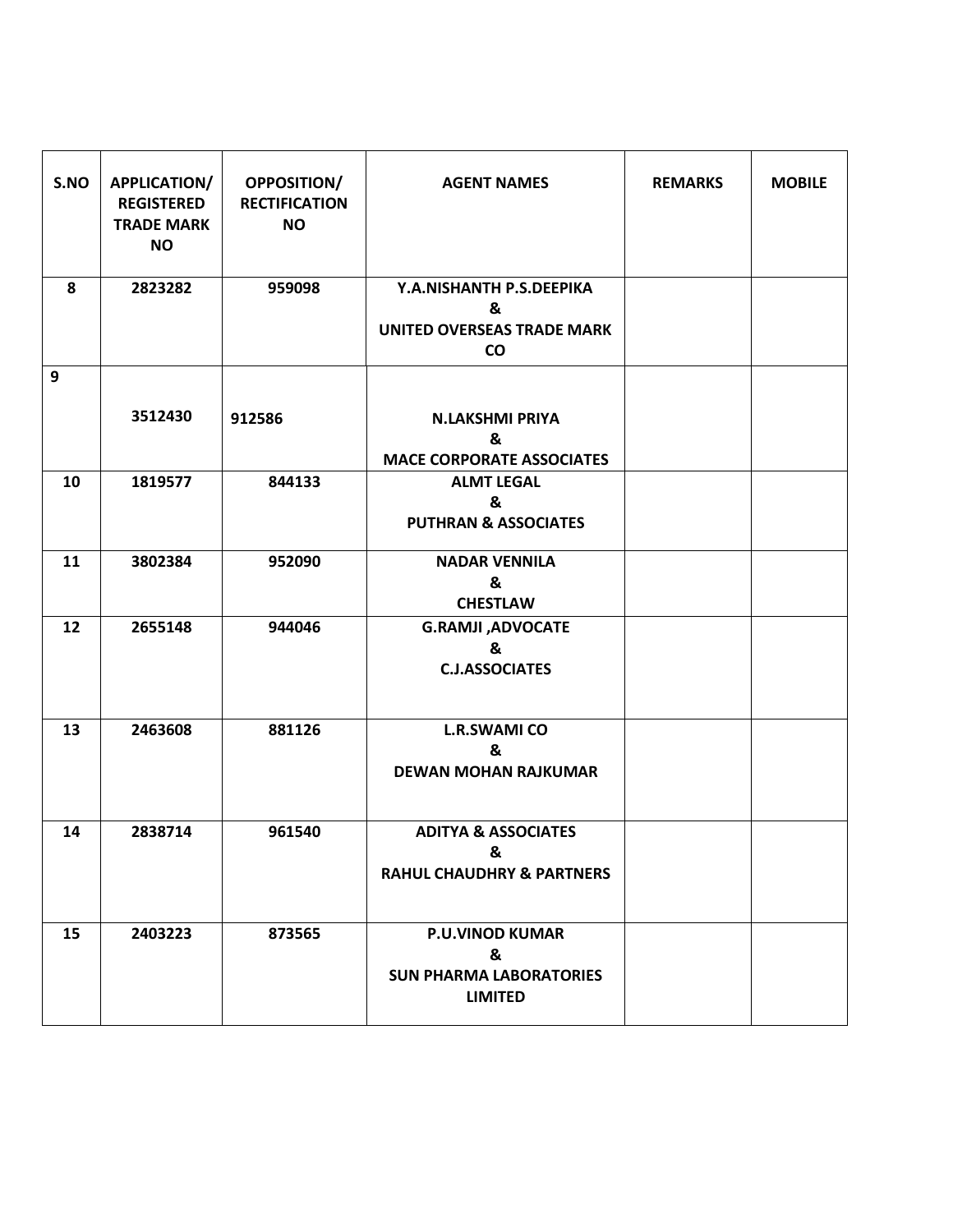| S.NO | APPLICATION/ REGISTERED TRADE MARK NO | OPPOSITION/ RECTIFICATION NO | AGENT NAMES | REMARKS | MOBILE |
| --- | --- | --- | --- | --- | --- |
| 8 | 2823282 | 959098 | Y.A.NISHANTH P.S.DEEPIKA & UNITED OVERSEAS TRADE MARK CO | | |
| 9 | 3512430 | 912586 | N.LAKSHMI PRIYA & MACE CORPORATE ASSOCIATES | | |
| 10 | 1819577 | 844133 | ALMT LEGAL & PUTHRAN & ASSOCIATES | | |
| 11 | 3802384 | 952090 | NADAR VENNILA & CHESTLAW | | |
| 12 | 2655148 | 944046 | G.RAMJI ,ADVOCATE & C.J.ASSOCIATES | | |
| 13 | 2463608 | 881126 | L.R.SWAMI CO & DEWAN MOHAN RAJKUMAR | | |
| 14 | 2838714 | 961540 | ADITYA & ASSOCIATES & RAHUL CHAUDHRY & PARTNERS | | |
| 15 | 2403223 | 873565 | P.U.VINOD KUMAR & SUN PHARMA LABORATORIES LIMITED | | |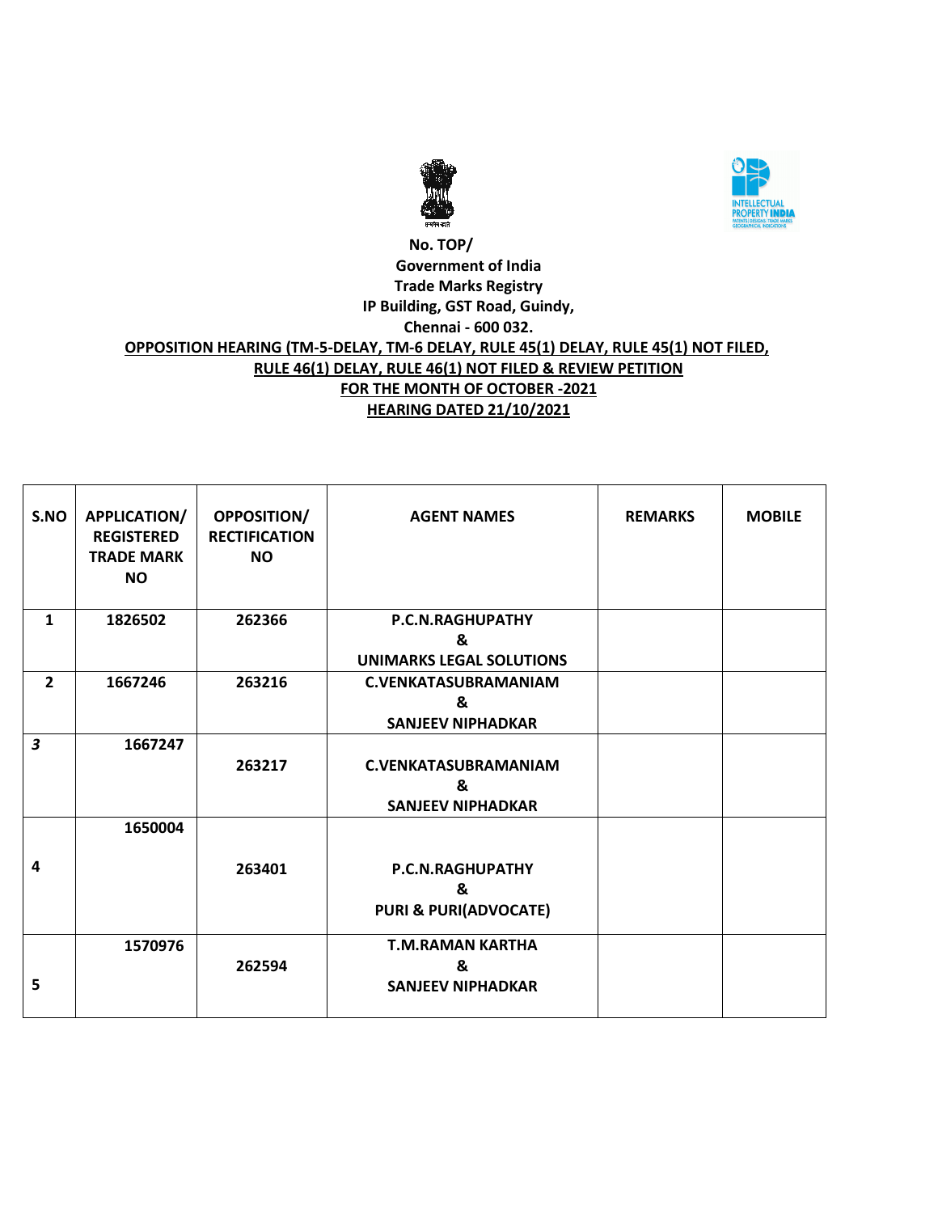**No. TOP/**
**Government of India**
**Trade Marks Registry**
**IP Building, GST Road, Guindy,**
**Chennai - 600 032.**

**OPPOSITION HEARING (TM-5-DELAY, TM-6 DELAY, RULE 45(1) DELAY, RULE 45(1) NOT FILED, RULE 46(1) DELAY, RULE 46(1) NOT FILED & REVIEW PETITION**
**FOR THE MONTH OF OCTOBER -2021**
**HEARING DATED 21/10/2021**

| S.NO | APPLICATION/ REGISTERED TRADE MARK NO | OPPOSITION/ RECTIFICATION NO | AGENT NAMES | REMARKS | MOBILE |
|---|---|---|---|---|---|
| 1 | 1826502 | 262366 | P.C.N.RAGHUPATHY & UNIMARKS LEGAL SOLUTIONS | | |
| 2 | 1667246 | 263216 | C.VENKATASUBRAMANIAM & SANJEEV NIPHADKAR | | |
| 3 | 1667247 | 263217 | C.VENKATASUBRAMANIAM & SANJEEV NIPHADKAR | | |
| 4 | 1650004 | 263401 | P.C.N.RAGHUPATHY & PURI & PURI(ADVOCATE) | | |
| 5 | 1570976 | 262594 | T.M.RAMAN KARTHA & SANJEEV NIPHADKAR | | |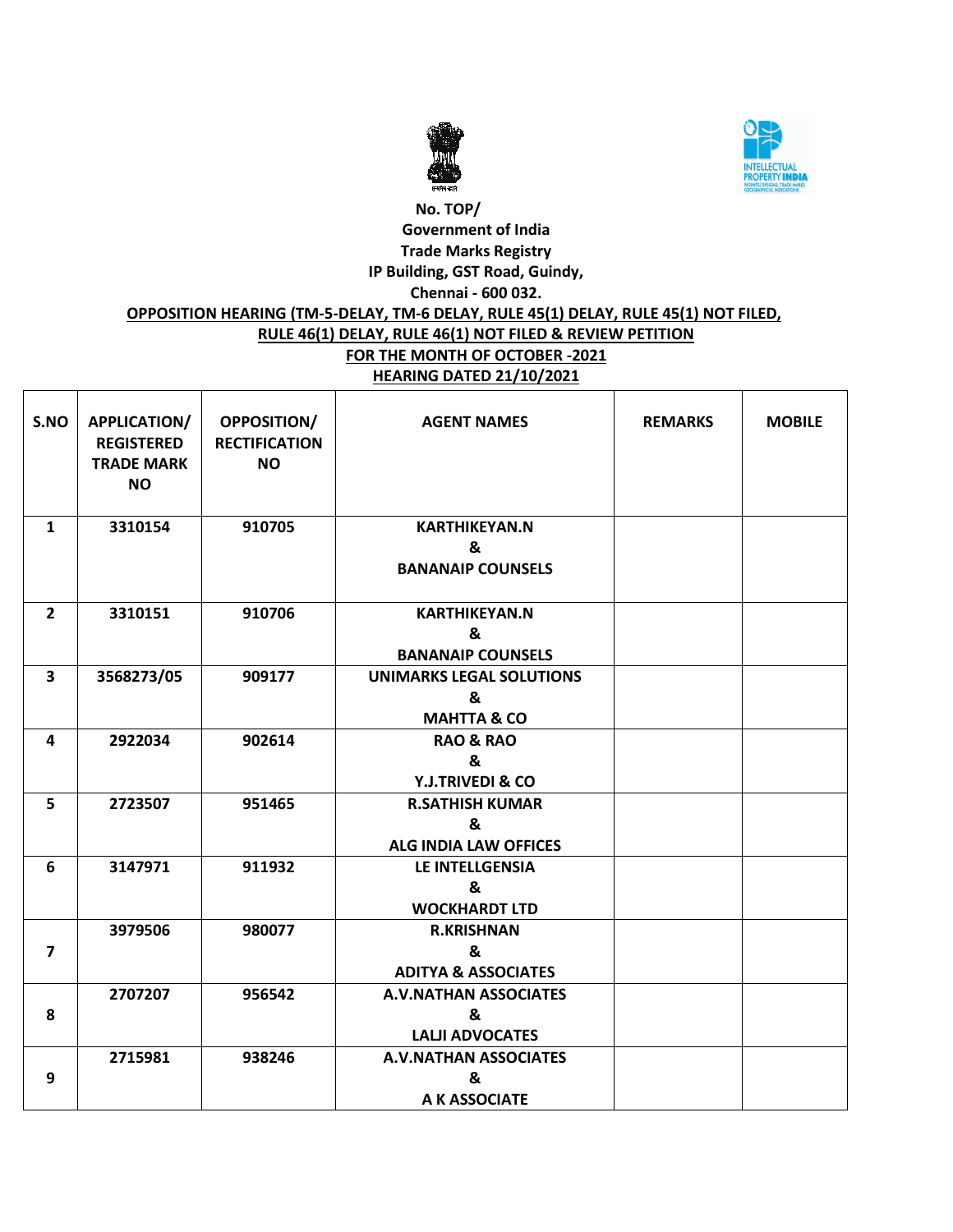No. TOP/

Government of India

Trade Marks Registry

IP Building, GST Road, Guindy,

Chennai - 600 032.

**OPPOSITION HEARING (TM-5-DELAY, TM-6 DELAY, RULE 45(1) DELAY, RULE 45(1) NOT FILED, RULE 46(1) DELAY, RULE 46(1) NOT FILED & REVIEW PETITION**

**FOR THE MONTH OF OCTOBER -2021**

**HEARING DATED 21/10/2021**

| S.NO | APPLICATION/ REGISTERED TRADE MARK NO | OPPOSITION/ RECTIFICATION NO | AGENT NAMES | REMARKS | MOBILE |
|---|---|---|---|---|---|
| 1 | 3310154 | 910705 | KARTHIKEYAN.N & BANANAIP COUNSELS | | |
| 2 | 3310151 | 910706 | KARTHIKEYAN.N & BANANAIP COUNSELS | | |
| 3 | 3568273/05 | 909177 | UNIMARKS LEGAL SOLUTIONS & MAHTTA & CO | | |
| 4 | 2922034 | 902614 | RAO & RAO & Y.J.TRIVEDI & CO | | |
| 5 | 2723507 | 951465 | R.SATHISH KUMAR & ALG INDIA LAW OFFICES | | |
| 6 | 3147971 | 911932 | LE INTELLGENSIA & WOCKHARDT LTD | | |
| 7 | 3979506 | 980077 | R.KRISHNAN & ADITYA & ASSOCIATES | | |
| 8 | 2707207 | 956542 | A.V.NATHAN ASSOCIATES & LALJI ADVOCATES | | |
| 9 | 2715981 | 938246 | A.V.NATHAN ASSOCIATES & A K ASSOCIATE | | |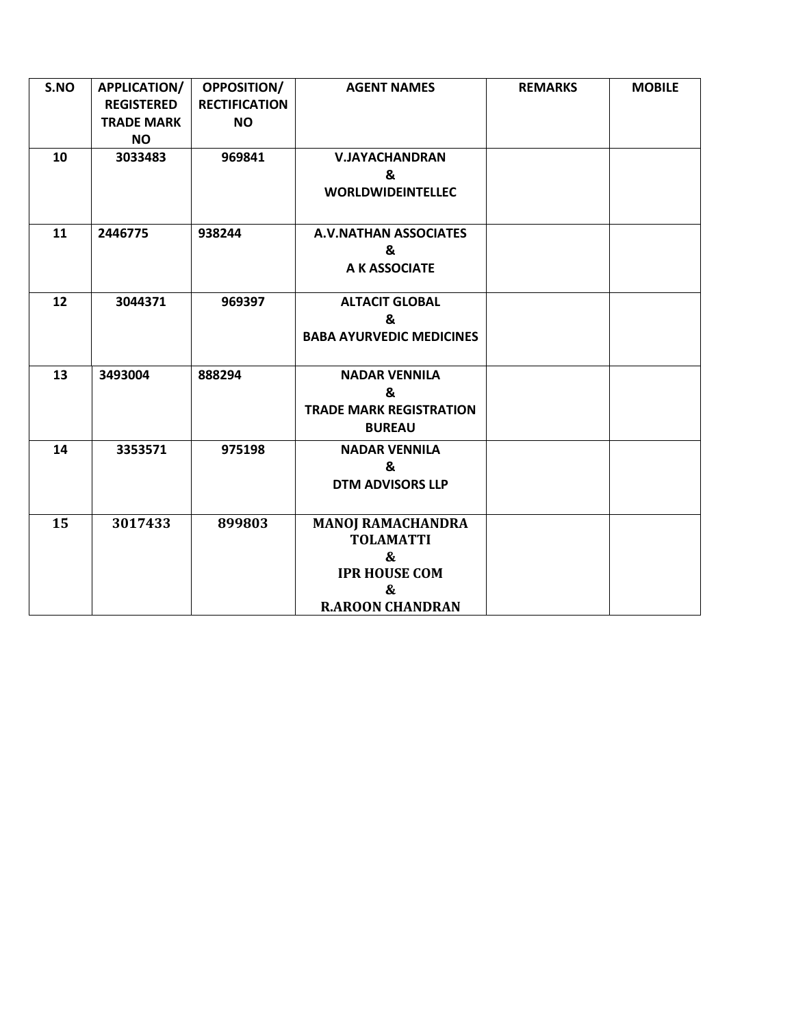| S.NO | APPLICATION/ REGISTERED TRADE MARK NO | OPPOSITION/ RECTIFICATION NO | AGENT NAMES | REMARKS | MOBILE |
|---|---|---|---|---|---|
| 10 | 3033483 | 969841 | V.JAYACHANDRAN & WORLDWIDEINTELLEC | | |
| 11 | 2446775 | 938244 | A.V.NATHAN ASSOCIATES & A K ASSOCIATE | | |
| 12 | 3044371 | 969397 | ALTACIT GLOBAL & BABA AYURVEDIC MEDICINES | | |
| 13 | 3493004 | 888294 | NADAR VENNILA & TRADE MARK REGISTRATION BUREAU | | |
| 14 | 3353571 | 975198 | NADAR VENNILA & DTM ADVISORS LLP | | |
| 15 | 3017433 | 899803 | MANOJ RAMACHANDRA TOLAMATTI & IPR HOUSE COM & R.AROON CHANDRAN | | |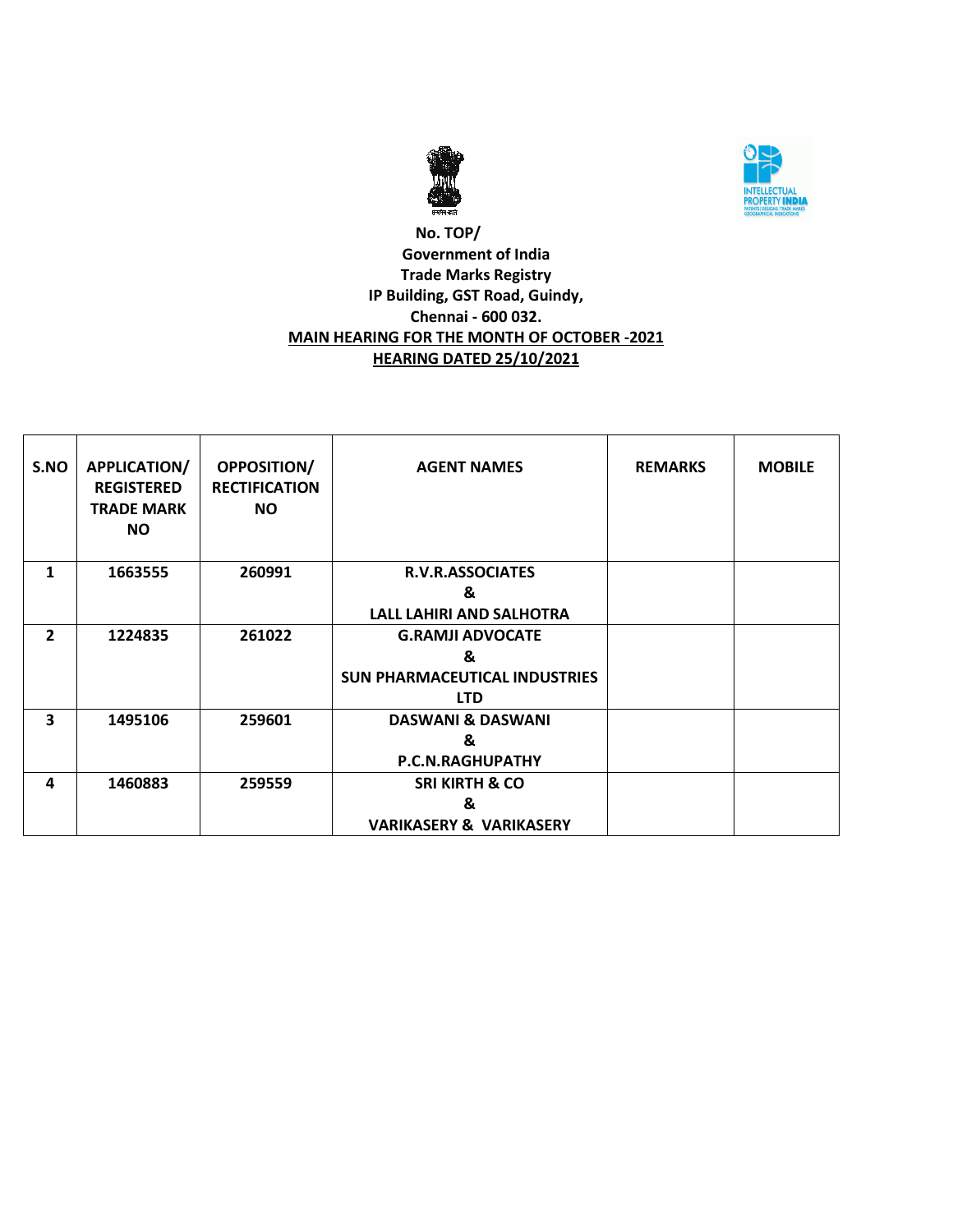No. TOP/
Government of India
Trade Marks Registry
IP Building, GST Road, Guindy,
Chennai - 600 032.

**MAIN HEARING FOR THE MONTH OF OCTOBER -2021**

**HEARING DATED 25/10/2021**

| S.NO | APPLICATION/ REGISTERED TRADE MARK NO | OPPOSITION/ RECTIFICATION NO | AGENT NAMES | REMARKS | MOBILE |
|---|---|---|---|---|---|
| 1 | 1663555 | 260991 | R.V.R.ASSOCIATES & LALL LAHIRI AND SALHOTRA | | |
| 2 | 1224835 | 261022 | G.RAMJI ADVOCATE & SUN PHARMACEUTICAL INDUSTRIES LTD | | |
| 3 | 1495106 | 259601 | DASWANI & DASWANI & P.C.N.RAGHUPATHY | | |
| 4 | 1460883 | 259559 | SRI KIRTH & CO & VARIKASERY & VARIKASERY | | |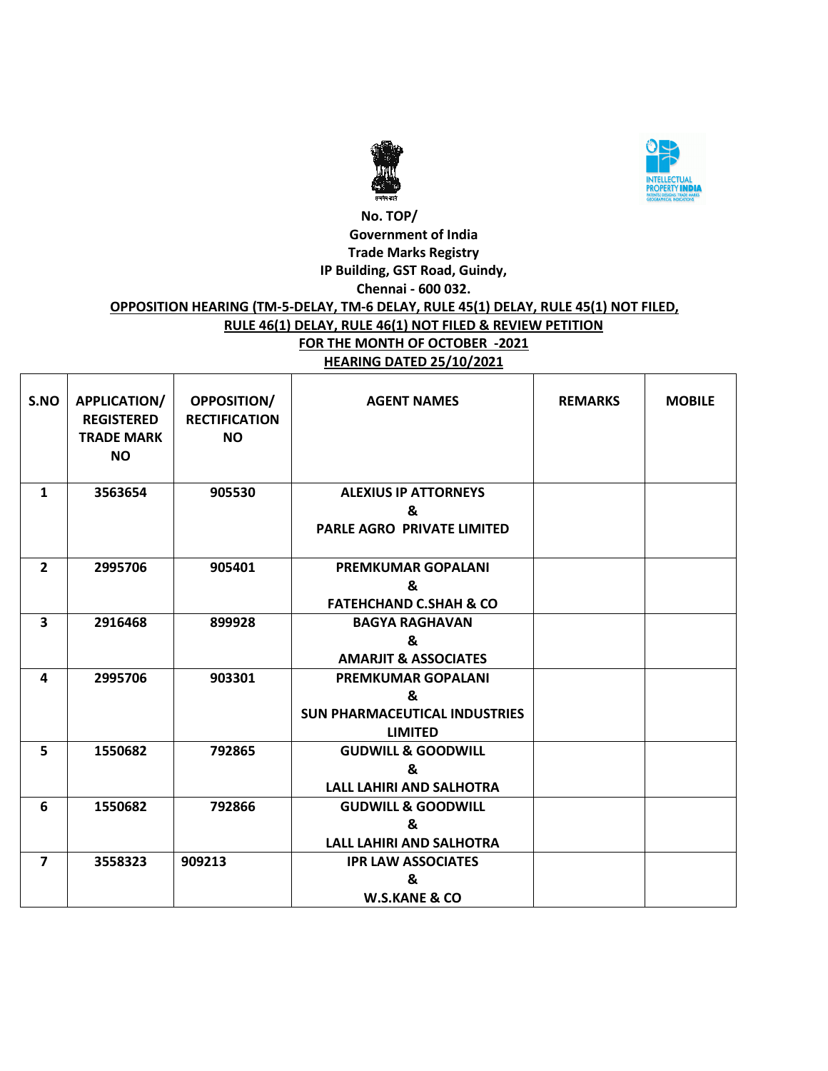No. TOP/
Government of India
Trade Marks Registry
IP Building, GST Road, Guindy,
Chennai - 600 032.

**OPPOSITION HEARING (TM-5-DELAY, TM-6 DELAY, RULE 45(1) DELAY, RULE 45(1) NOT FILED, RULE 46(1) DELAY, RULE 46(1) NOT FILED & REVIEW PETITION**

**FOR THE MONTH OF OCTOBER -2021**

**HEARING DATED 25/10/2021**

| S.NO | APPLICATION/ REGISTERED TRADE MARK NO | OPPOSITION/ RECTIFICATION NO | AGENT NAMES | REMARKS | MOBILE |
|---|---|---|---|---|---|
| 1 | 3563654 | 905530 | ALEXIUS IP ATTORNEYS & PARLE AGRO PRIVATE LIMITED | | |
| 2 | 2995706 | 905401 | PREMKUMAR GOPALANI & FATEHCHAND C.SHAH & CO | | |
| 3 | 2916468 | 899928 | BAGYA RAGHAVAN & AMARJIT & ASSOCIATES | | |
| 4 | 2995706 | 903301 | PREMKUMAR GOPALANI & SUN PHARMACEUTICAL INDUSTRIES LIMITED | | |
| 5 | 1550682 | 792865 | GUDWILL & GOODWILL & LALL LAHIRI AND SALHOTRA | | |
| 6 | 1550682 | 792866 | GUDWILL & GOODWILL & LALL LAHIRI AND SALHOTRA | | |
| 7 | 3558323 | 909213 | IPR LAW ASSOCIATES & W.S.KANE & CO | | |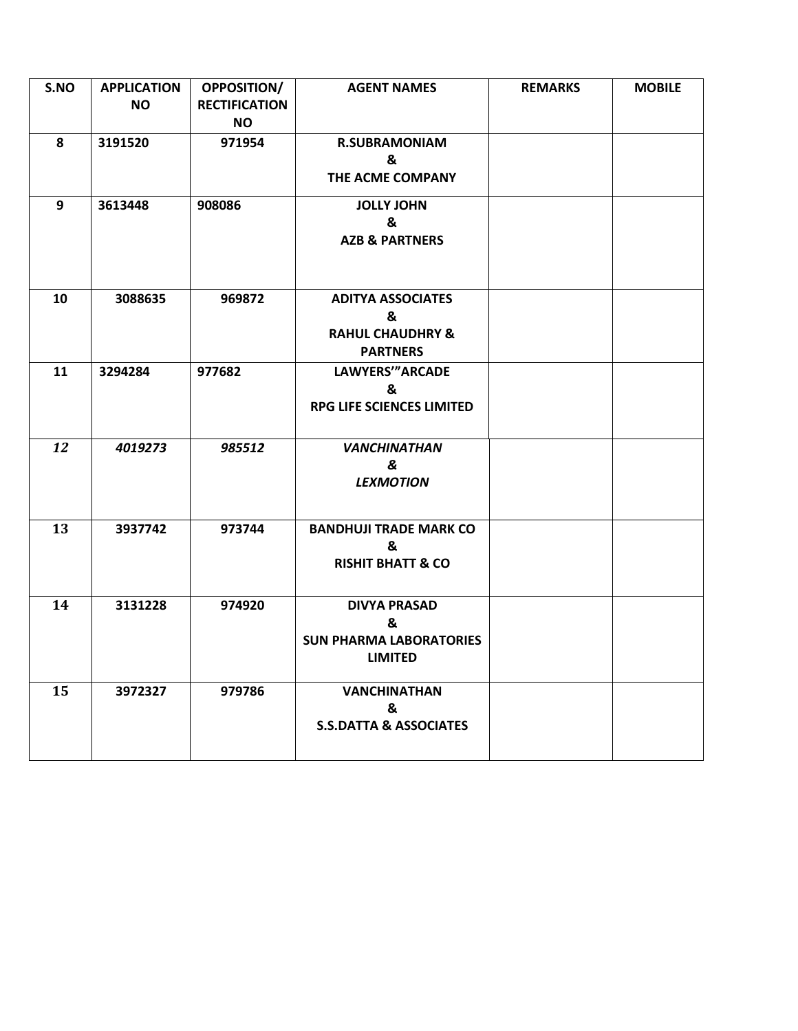| S.NO | APPLICATION NO | OPPOSITION/ RECTIFICATION NO | AGENT NAMES | REMARKS | MOBILE |
|---|---|---|---|---|---|
| **8** | **3191520** | **971954** | **R.SUBRAMONIAM & THE ACME COMPANY** | | |
| **9** | **3613448** | **908086** | **JOLLY JOHN & AZB & PARTNERS** | | |
| **10** | **3088635** | **969872** | **ADITYA ASSOCIATES & RAHUL CHAUDHRY & PARTNERS** | | |
| **11** | **3294284** | **977682** | **LAWYERS'"ARCADE & RPG LIFE SCIENCES LIMITED** | | |
| ***12*** | ***4019273*** | ***985512*** | ***VANCHINATHAN & LEXMOTION*** | | |
| **13** | **3937742** | **973744** | **BANDHUJI TRADE MARK CO & RISHIT BHATT & CO** | | |
| **14** | **3131228** | **974920** | **DIVYA PRASAD & SUN PHARMA LABORATORIES LIMITED** | | |
| **15** | **3972327** | **979786** | **VANCHINATHAN & S.S.DATTA & ASSOCIATES** | | |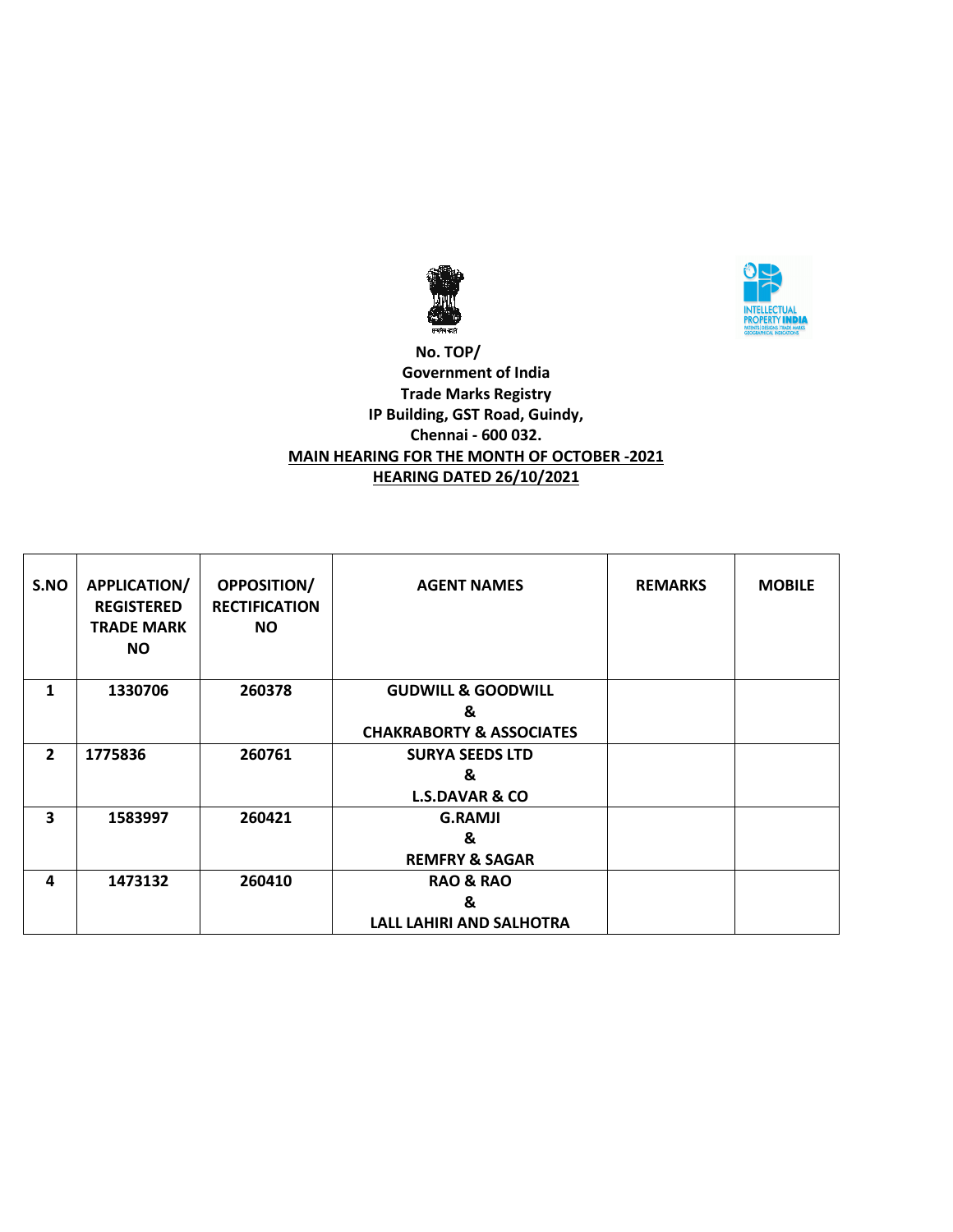No. TOP/
Government of India
Trade Marks Registry
IP Building, GST Road, Guindy,
Chennai - 600 032.

**MAIN HEARING FOR THE MONTH OF OCTOBER -2021**

**HEARING DATED 26/10/2021**

| S.NO | APPLICATION/ REGISTERED TRADE MARK NO | OPPOSITION/ RECTIFICATION NO | AGENT NAMES | REMARKS | MOBILE |
|---|---|---|---|---|---|
| 1 | 1330706 | 260378 | GUDWILL & GOODWILL & CHAKRABORTY & ASSOCIATES | | |
| 2 | 1775836 | 260761 | SURYA SEEDS LTD & L.S.DAVAR & CO | | |
| 3 | 1583997 | 260421 | G.RAMJI & REMFRY & SAGAR | | |
| 4 | 1473132 | 260410 | RAO & RAO & LALL LAHIRI AND SALHOTRA | | |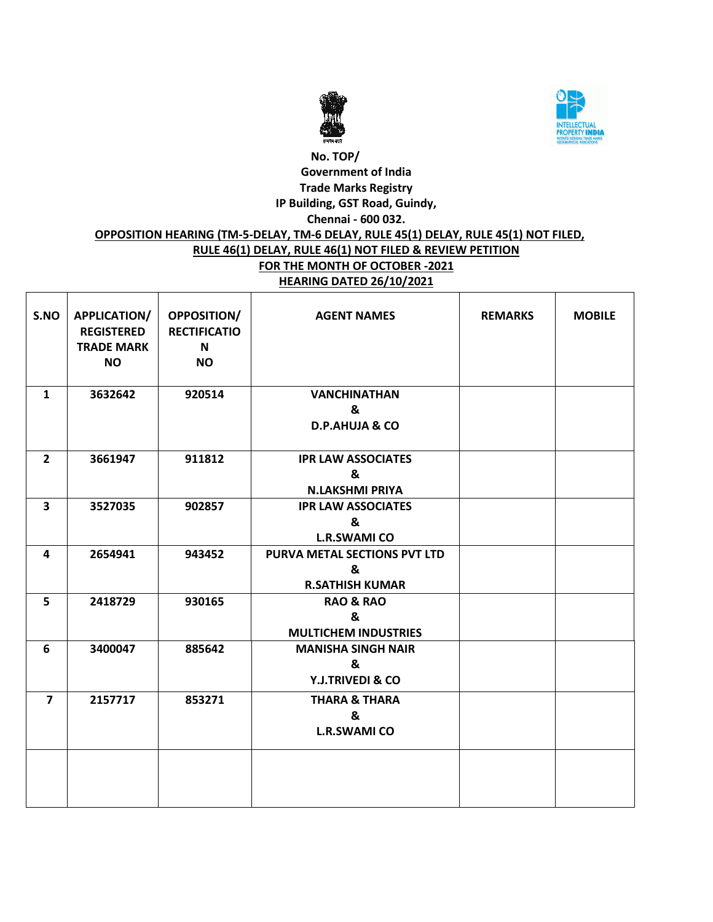No. TOP/

**Government of India**

**Trade Marks Registry**

**IP Building, GST Road, Guindy,**

**Chennai - 600 032.**

**OPPOSITION HEARING (TM-5-DELAY, TM-6 DELAY, RULE 45(1) DELAY, RULE 45(1) NOT FILED, RULE 46(1) DELAY, RULE 46(1) NOT FILED & REVIEW PETITION**

**FOR THE MONTH OF OCTOBER -2021**

**HEARING DATED 26/10/2021**

| S.NO | APPLICATION/ REGISTERED TRADE MARK NO | OPPOSITION/ RECTIFICATION NO | AGENT NAMES | REMARKS | MOBILE |
|---|---|---|---|---|---|
| 1 | 3632642 | 920514 | VANCHINATHAN & D.P.AHUJA & CO | | |
| 2 | 3661947 | 911812 | IPR LAW ASSOCIATES & N.LAKSHMI PRIYA | | |
| 3 | 3527035 | 902857 | IPR LAW ASSOCIATES & L.R.SWAMI CO | | |
| 4 | 2654941 | 943452 | PURVA METAL SECTIONS PVT LTD & R.SATHISH KUMAR | | |
| 5 | 2418729 | 930165 | RAO & RAO & MULTICHEM INDUSTRIES | | |
| 6 | 3400047 | 885642 | MANISHA SINGH NAIR & Y.J.TRIVEDI & CO | | |
| 7 | 2157717 | 853271 | THARA & THARA & L.R.SWAMI CO | | |
| | | | | | |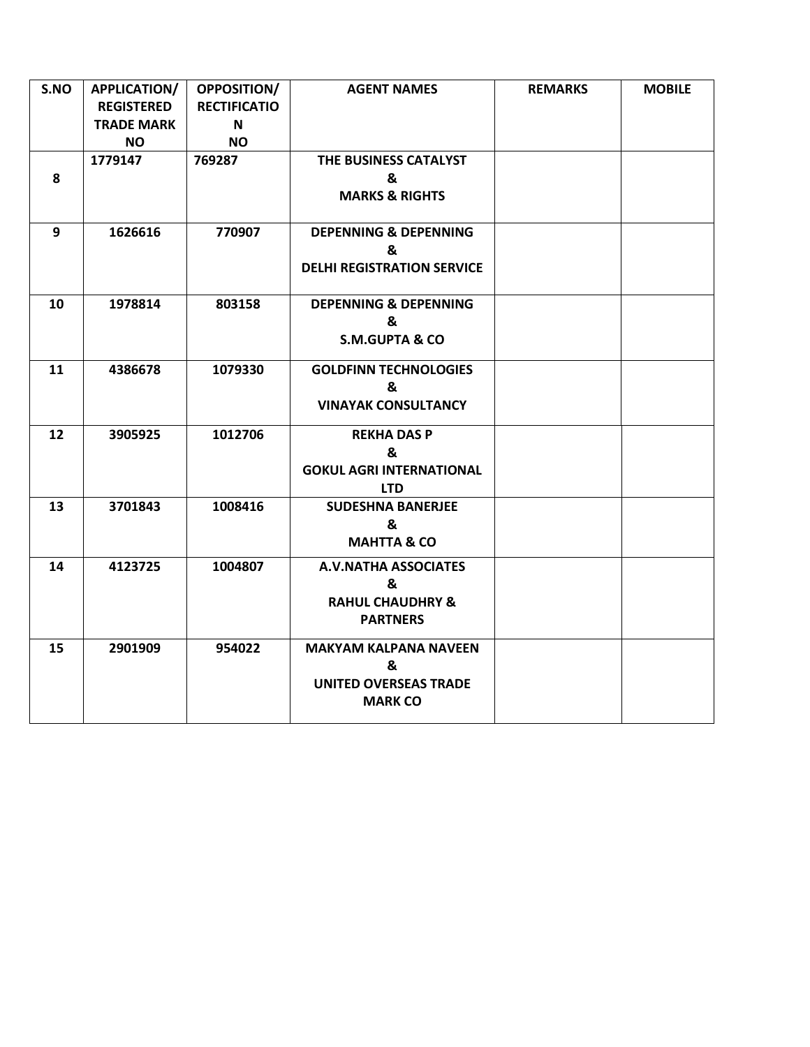| S.NO | APPLICATION/ REGISTERED TRADE MARK NO | OPPOSITION/ RECTIFICATION NO | AGENT NAMES | REMARKS | MOBILE |
|---|---|---|---|---|---|
| 8 | 1779147 | 769287 | THE BUSINESS CATALYST & MARKS & RIGHTS | | |
| 9 | 1626616 | 770907 | DEPENNING & DEPENNING & DELHI REGISTRATION SERVICE | | |
| 10 | 1978814 | 803158 | DEPENNING & DEPENNING & S.M.GUPTA & CO | | |
| 11 | 4386678 | 1079330 | GOLDFINN TECHNOLOGIES & VINAYAK CONSULTANCY | | |
| 12 | 3905925 | 1012706 | REKHA DAS P & GOKUL AGRI INTERNATIONAL LTD | | |
| 13 | 3701843 | 1008416 | SUDESHNA BANERJEE & MAHTTA & CO | | |
| 14 | 4123725 | 1004807 | A.V.NATHA ASSOCIATES & RAHUL CHAUDHRY & PARTNERS | | |
| 15 | 2901909 | 954022 | MAKYAM KALPANA NAVEEN & UNITED OVERSEAS TRADE MARK CO | | |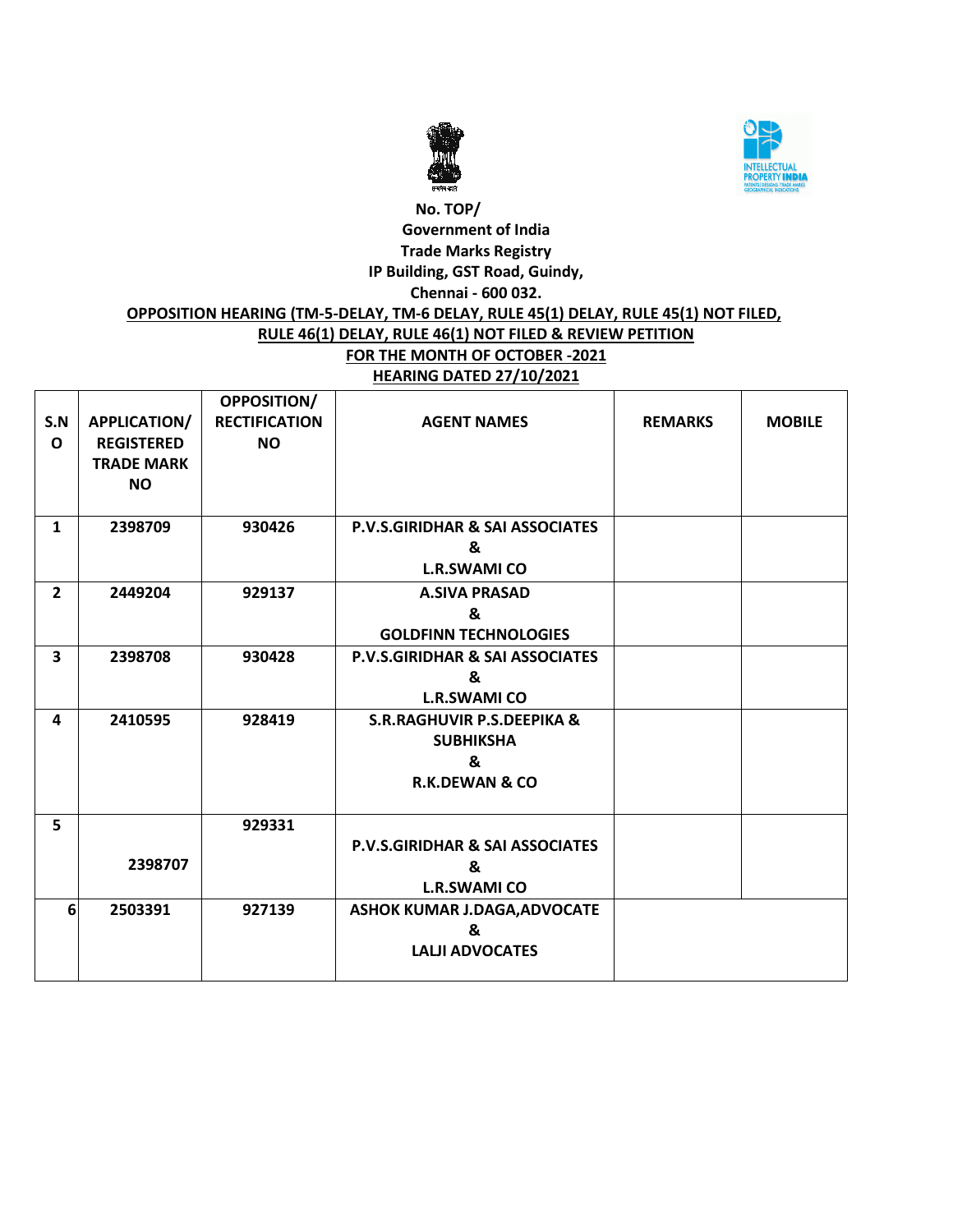No. TOP/

Government of India

Trade Marks Registry

IP Building, GST Road, Guindy,

Chennai - 600 032.

**OPPOSITION HEARING (TM-5-DELAY, TM-6 DELAY, RULE 45(1) DELAY, RULE 45(1) NOT FILED, RULE 46(1) DELAY, RULE 46(1) NOT FILED & REVIEW PETITION**

**FOR THE MONTH OF OCTOBER -2021**

**HEARING DATED 27/10/2021**

| S.NO | APPLICATION/ REGISTERED TRADE MARK NO | OPPOSITION/ RECTIFICATION NO | AGENT NAMES | REMARKS | MOBILE |
|---|---|---|---|---|---|
| 1 | 2398709 | 930426 | P.V.S.GIRIDHAR & SAI ASSOCIATES & L.R.SWAMI CO | | |
| 2 | 2449204 | 929137 | A.SIVA PRASAD & GOLDFINN TECHNOLOGIES | | |
| 3 | 2398708 | 930428 | P.V.S.GIRIDHAR & SAI ASSOCIATES & L.R.SWAMI CO | | |
| 4 | 2410595 | 928419 | S.R.RAGHUVIR P.S.DEEPIKA & SUBHIKSHA & R.K.DEWAN & CO | | |
| 5 | 2398707 | 929331 | P.V.S.GIRIDHAR & SAI ASSOCIATES & L.R.SWAMI CO | | |
| 6 | 2503391 | 927139 | ASHOK KUMAR J.DAGA,ADVOCATE & LALJI ADVOCATES | | |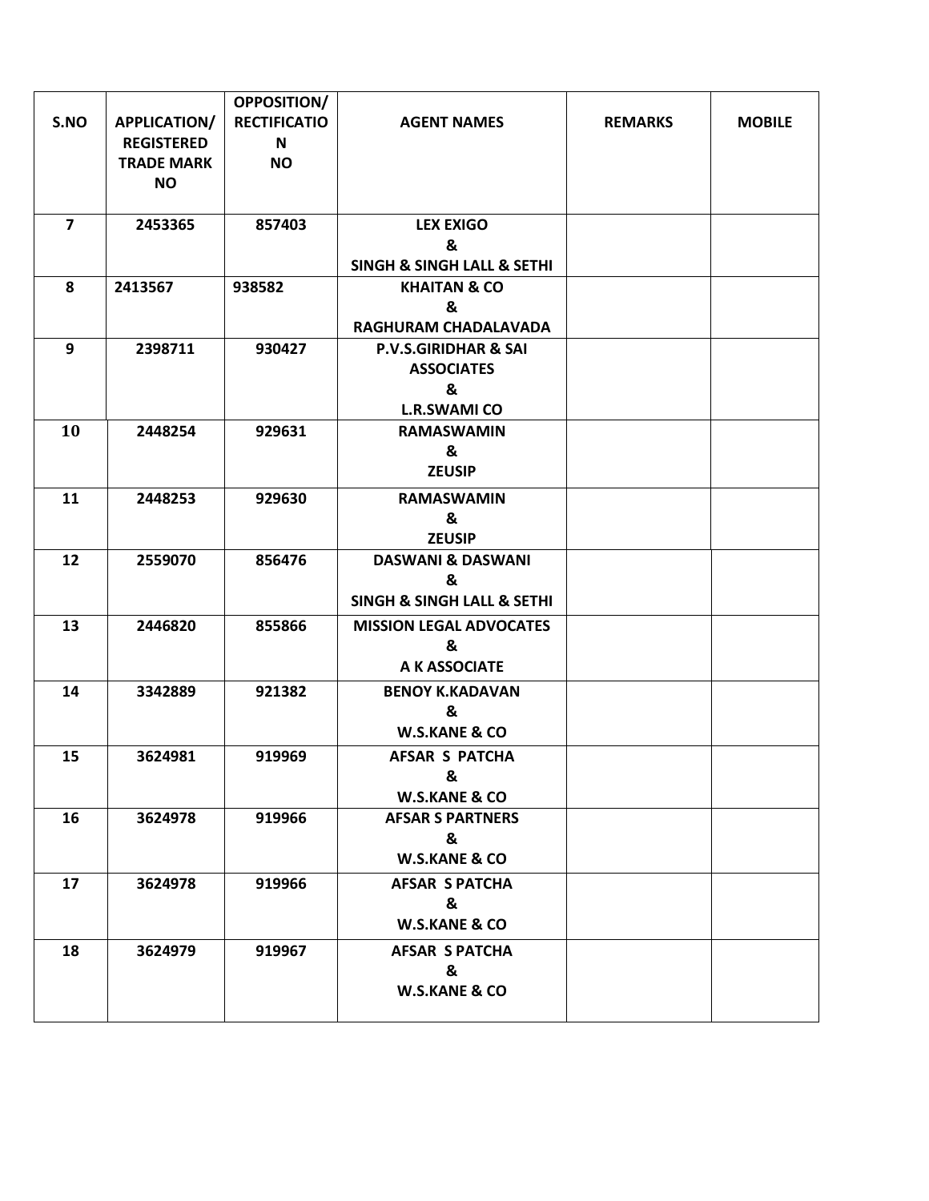| S.NO | APPLICATION/ REGISTERED TRADE MARK NO | OPPOSITION/ RECTIFICATION NO | AGENT NAMES | REMARKS | MOBILE |
|---|---|---|---|---|---|
| 7 | 2453365 | 857403 | LEX EXIGO & SINGH & SINGH LALL & SETHI | | |
| 8 | 2413567 | 938582 | KHAITAN & CO & RAGHURAM CHADALAVADA | | |
| 9 | 2398711 | 930427 | P.V.S.GIRIDHAR & SAI ASSOCIATES & L.R.SWAMI CO | | |
| 10 | 2448254 | 929631 | RAMASWAMIN & ZEUSIP | | |
| 11 | 2448253 | 929630 | RAMASWAMIN & ZEUSIP | | |
| 12 | 2559070 | 856476 | DASWANI & DASWANI & SINGH & SINGH LALL & SETHI | | |
| 13 | 2446820 | 855866 | MISSION LEGAL ADVOCATES & A K ASSOCIATE | | |
| 14 | 3342889 | 921382 | BENOY K.KADAVAN & W.S.KANE & CO | | |
| 15 | 3624981 | 919969 | AFSAR S PATCHA & W.S.KANE & CO | | |
| 16 | 3624978 | 919966 | AFSAR S PARTNERS & W.S.KANE & CO | | |
| 17 | 3624978 | 919966 | AFSAR S PATCHA & W.S.KANE & CO | | |
| 18 | 3624979 | 919967 | AFSAR S PATCHA & W.S.KANE & CO | | |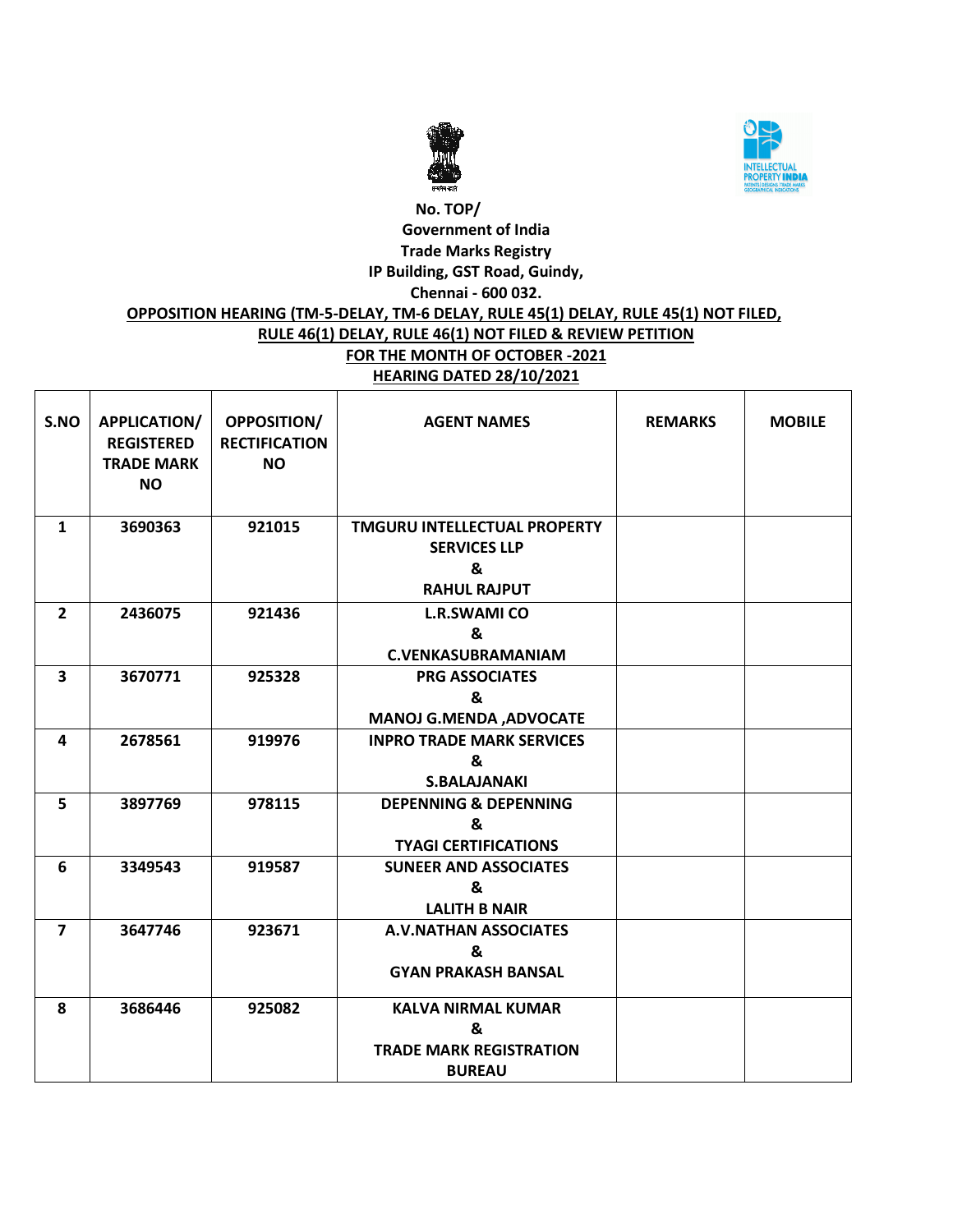No. TOP/

Government of India

Trade Marks Registry

IP Building, GST Road, Guindy,

Chennai - 600 032.

**OPPOSITION HEARING (TM-5-DELAY, TM-6 DELAY, RULE 45(1) DELAY, RULE 45(1) NOT FILED, RULE 46(1) DELAY, RULE 46(1) NOT FILED & REVIEW PETITION**

**FOR THE MONTH OF OCTOBER -2021**

**HEARING DATED 28/10/2021**

| S.NO | APPLICATION/ REGISTERED TRADE MARK NO | OPPOSITION/ RECTIFICATION NO | AGENT NAMES | REMARKS | MOBILE |
|---|---|---|---|---|---|
| 1 | 3690363 | 921015 | TMGURU INTELLECTUAL PROPERTY SERVICES LLP & RAHUL RAJPUT | | |
| 2 | 2436075 | 921436 | L.R.SWAMI CO & C.VENKASUBRAMANIAM | | |
| 3 | 3670771 | 925328 | PRG ASSOCIATES & MANOJ G.MENDA ,ADVOCATE | | |
| 4 | 2678561 | 919976 | INPRO TRADE MARK SERVICES & S.BALAJANAKI | | |
| 5 | 3897769 | 978115 | DEPENNING & DEPENNING & TYAGI CERTIFICATIONS | | |
| 6 | 3349543 | 919587 | SUNEER AND ASSOCIATES & LALITH B NAIR | | |
| 7 | 3647746 | 923671 | A.V.NATHAN ASSOCIATES & GYAN PRAKASH BANSAL | | |
| 8 | 3686446 | 925082 | KALVA NIRMAL KUMAR & TRADE MARK REGISTRATION BUREAU | | |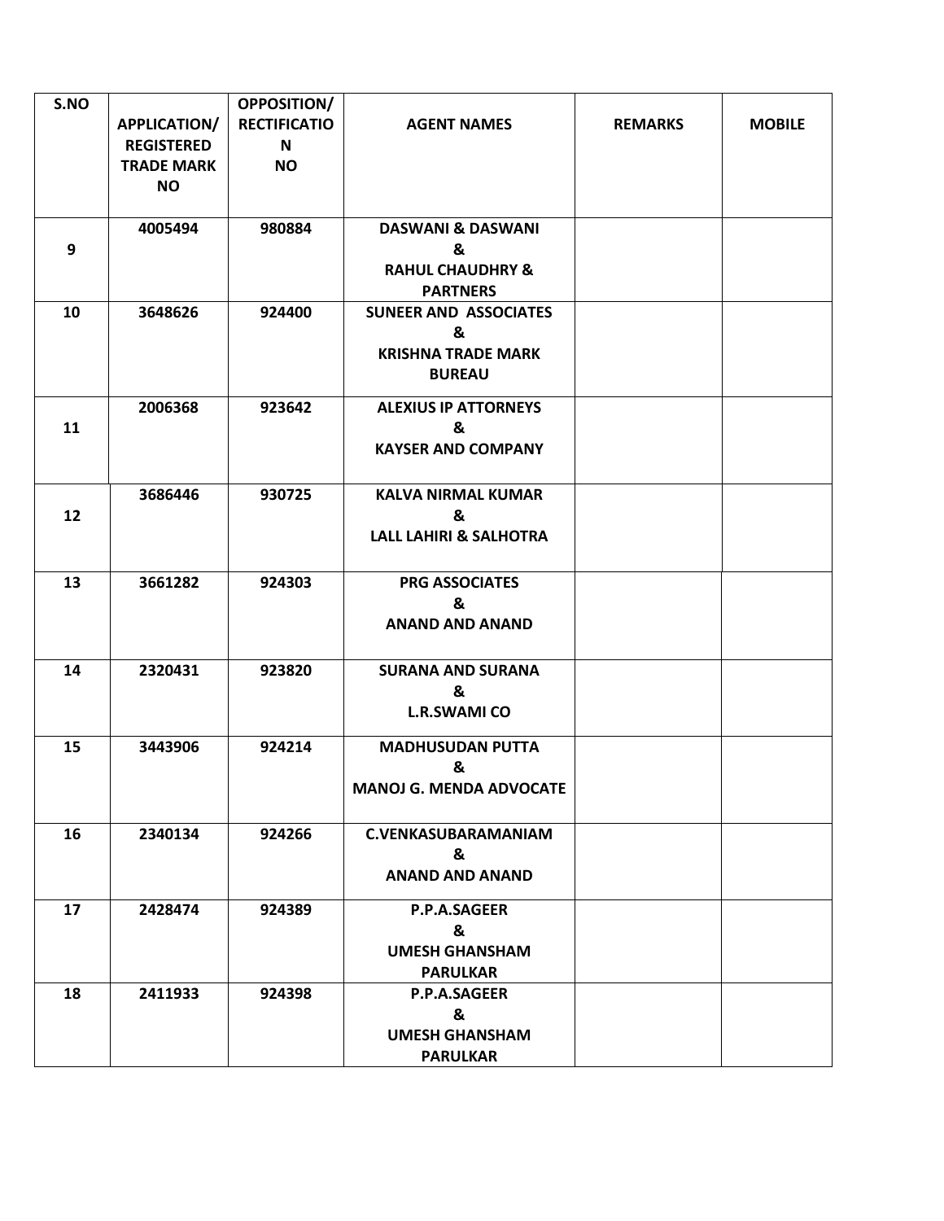| S.NO | APPLICATION/ REGISTERED TRADE MARK NO | OPPOSITION/ RECTIFICATION NO | AGENT NAMES | REMARKS | MOBILE |
|---|---|---|---|---|---|
| 9 | 4005494 | 980884 | DASWANI & DASWANI & RAHUL CHAUDHRY & PARTNERS | | |
| 10 | 3648626 | 924400 | SUNEER AND ASSOCIATES & KRISHNA TRADE MARK BUREAU | | |
| 11 | 2006368 | 923642 | ALEXIUS IP ATTORNEYS & KAYSER AND COMPANY | | |
| 12 | 3686446 | 930725 | KALVA NIRMAL KUMAR & LALL LAHIRI & SALHOTRA | | |
| 13 | 3661282 | 924303 | PRG ASSOCIATES & ANAND AND ANAND | | |
| 14 | 2320431 | 923820 | SURANA AND SURANA & L.R.SWAMI CO | | |
| 15 | 3443906 | 924214 | MADHUSUDAN PUTTA & MANOJ G. MENDA ADVOCATE | | |
| 16 | 2340134 | 924266 | C.VENKASUBARAMANIAM & ANAND AND ANAND | | |
| 17 | 2428474 | 924389 | P.P.A.SAGEER & UMESH GHANSHAM PARULKAR | | |
| 18 | 2411933 | 924398 | P.P.A.SAGEER & UMESH GHANSHAM PARULKAR | | |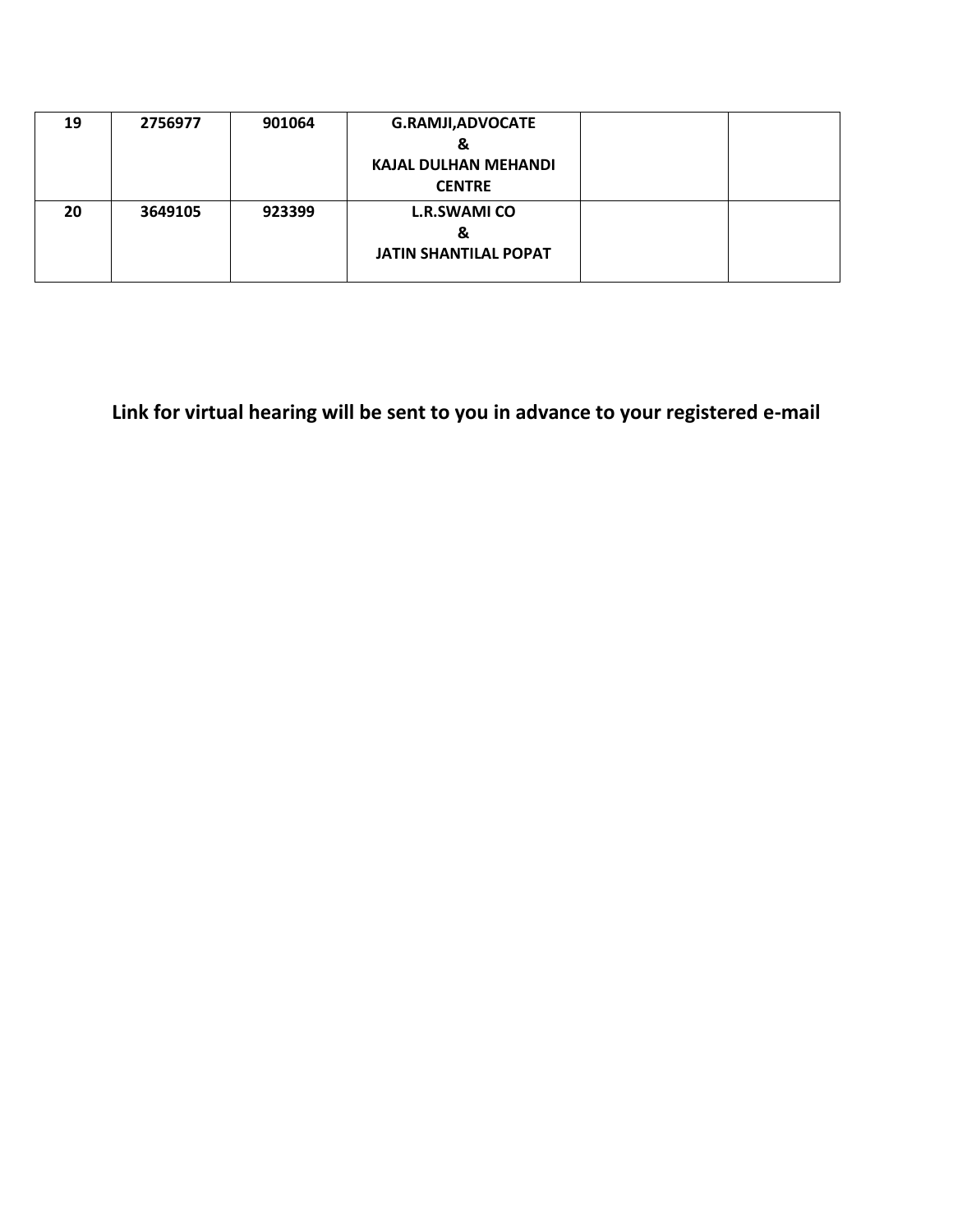| | | | | | |
|---|---|---|---|---|---|
| 19 | 2756977 | 901064 | G.RAMJI,ADVOCATE<br>&<br>KAJAL DULHAN MEHANDI CENTRE | | |
| 20 | 3649105 | 923399 | L.R.SWAMI CO<br>&<br>JATIN SHANTILAL POPAT | | |

**Link for virtual hearing will be sent to you in advance to your registered e-mail**